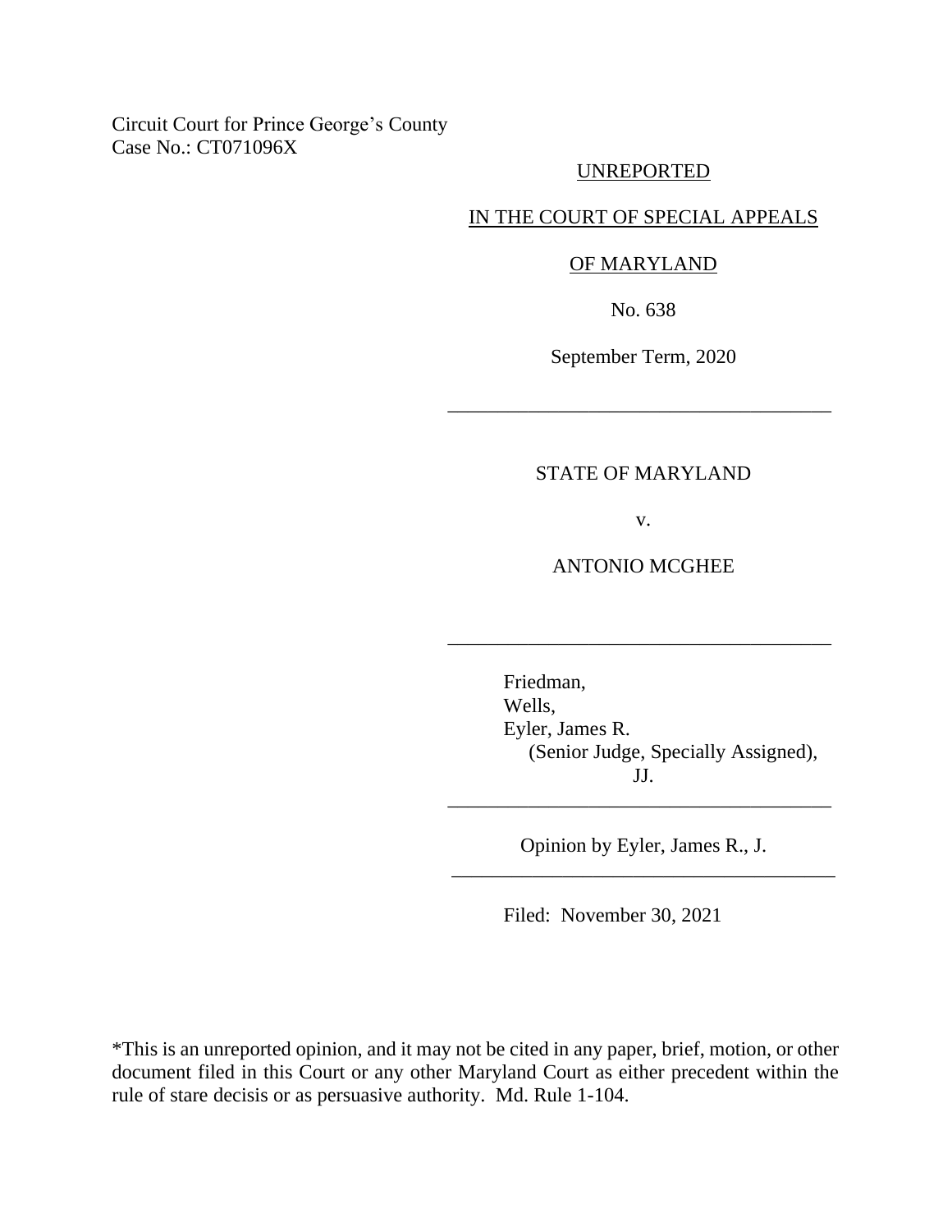Circuit Court for Prince George's County
Case No.: CT071096X

UNREPORTED

IN THE COURT OF SPECIAL APPEALS

OF MARYLAND

No. 638

September Term, 2020

---

STATE OF MARYLAND

v.

ANTONIO MCGHEE

---

Friedman,
Wells,
Eyler, James R.
(Senior Judge, Specially Assigned),
JJ.

---

Opinion by Eyler, James R., J.

---

Filed: November 30, 2021

*This is an unreported opinion, and it may not be cited in any paper, brief, motion, or other document filed in this Court or any other Maryland Court as either precedent within the rule of stare decisis or as persuasive authority. Md. Rule 1-104.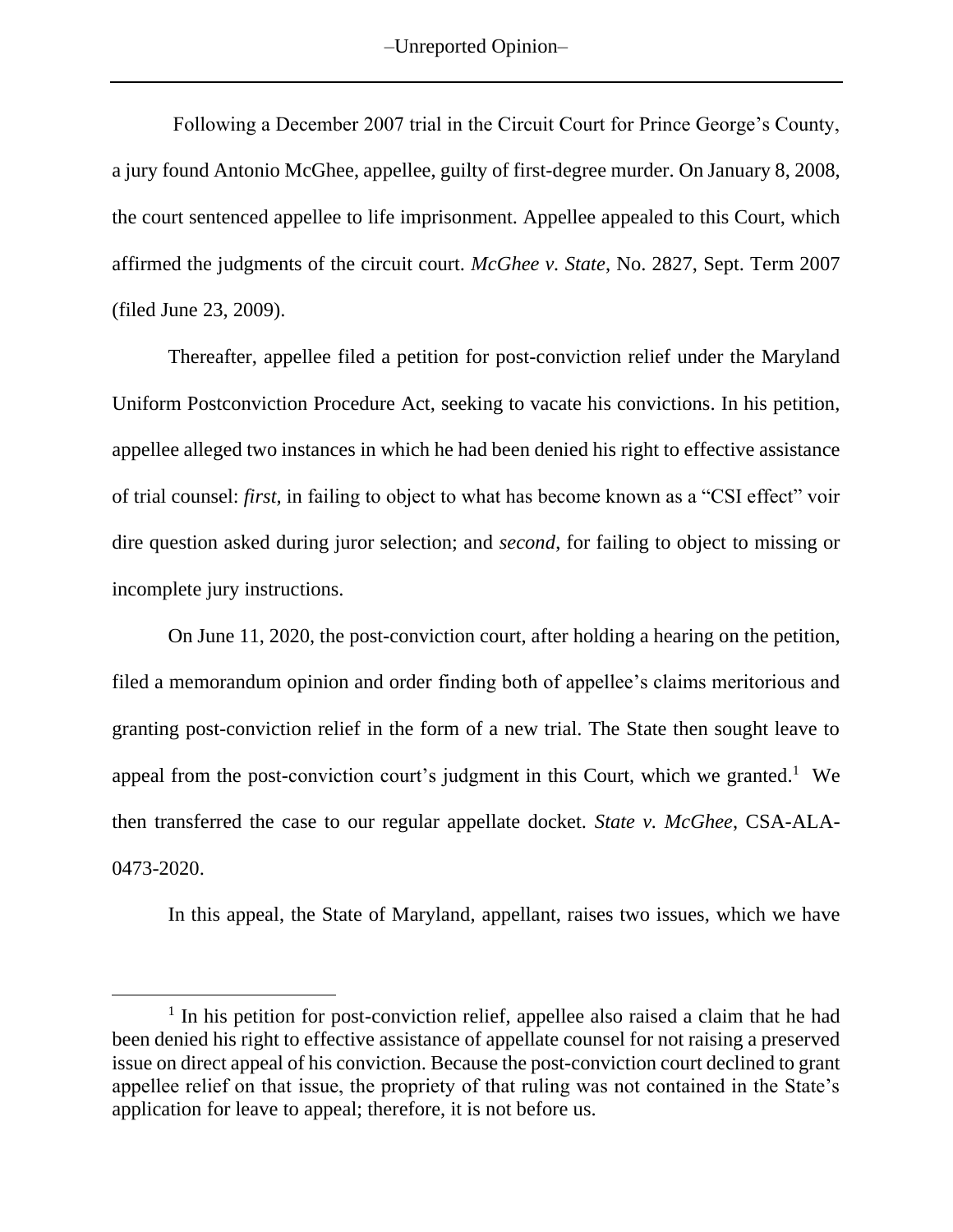Following a December 2007 trial in the Circuit Court for Prince George's County, a jury found Antonio McGhee, appellee, guilty of first-degree murder. On January 8, 2008, the court sentenced appellee to life imprisonment. Appellee appealed to this Court, which affirmed the judgments of the circuit court. *McGhee v. State*, No. 2827, Sept. Term 2007 (filed June 23, 2009).

Thereafter, appellee filed a petition for post-conviction relief under the Maryland Uniform Postconviction Procedure Act, seeking to vacate his convictions. In his petition, appellee alleged two instances in which he had been denied his right to effective assistance of trial counsel: *first*, in failing to object to what has become known as a "CSI effect" voir dire question asked during juror selection; and *second*, for failing to object to missing or incomplete jury instructions.

On June 11, 2020, the post-conviction court, after holding a hearing on the petition, filed a memorandum opinion and order finding both of appellee's claims meritorious and granting post-conviction relief in the form of a new trial. The State then sought leave to appeal from the post-conviction court's judgment in this Court, which we granted.[1] We then transferred the case to our regular appellate docket. *State v. McGhee*, CSA-ALA-0473-2020.

In this appeal, the State of Maryland, appellant, raises two issues, which we have

[1] In his petition for post-conviction relief, appellee also raised a claim that he had been denied his right to effective assistance of appellate counsel for not raising a preserved issue on direct appeal of his conviction. Because the post-conviction court declined to grant appellee relief on that issue, the propriety of that ruling was not contained in the State's application for leave to appeal; therefore, it is not before us.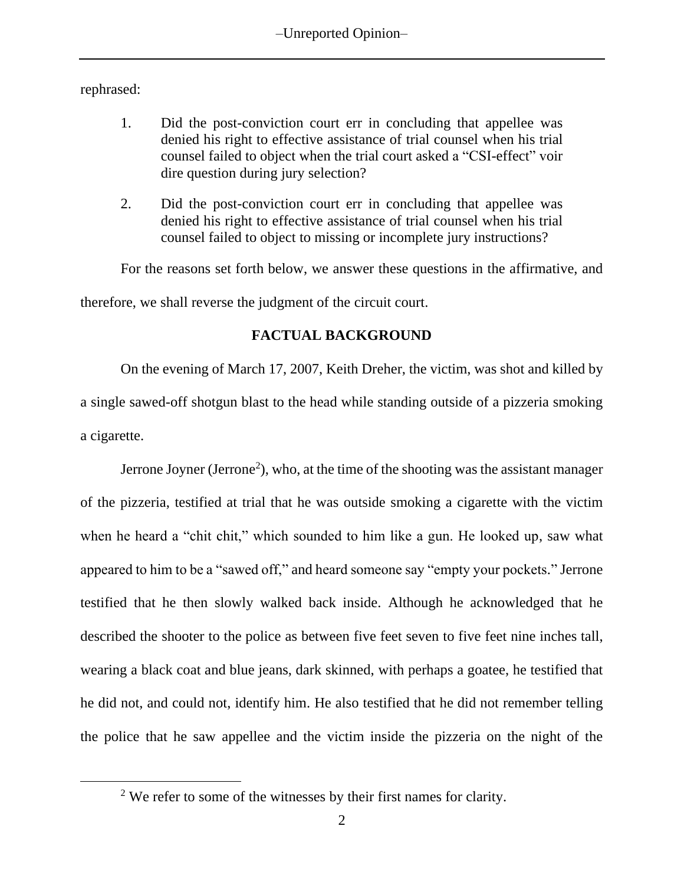rephrased:

1. Did the post-conviction court err in concluding that appellee was denied his right to effective assistance of trial counsel when his trial counsel failed to object when the trial court asked a "CSI-effect" voir dire question during jury selection?

2. Did the post-conviction court err in concluding that appellee was denied his right to effective assistance of trial counsel when his trial counsel failed to object to missing or incomplete jury instructions?

For the reasons set forth below, we answer these questions in the affirmative, and therefore, we shall reverse the judgment of the circuit court.

## FACTUAL BACKGROUND

On the evening of March 17, 2007, Keith Dreher, the victim, was shot and killed by a single sawed-off shotgun blast to the head while standing outside of a pizzeria smoking a cigarette.

Jerrone Joyner (Jerrone[2]), who, at the time of the shooting was the assistant manager of the pizzeria, testified at trial that he was outside smoking a cigarette with the victim when he heard a "chit chit," which sounded to him like a gun. He looked up, saw what appeared to him to be a "sawed off," and heard someone say "empty your pockets." Jerrone testified that he then slowly walked back inside. Although he acknowledged that he described the shooter to the police as between five feet seven to five feet nine inches tall, wearing a black coat and blue jeans, dark skinned, with perhaps a goatee, he testified that he did not, and could not, identify him. He also testified that he did not remember telling the police that he saw appellee and the victim inside the pizzeria on the night of the

[2] We refer to some of the witnesses by their first names for clarity.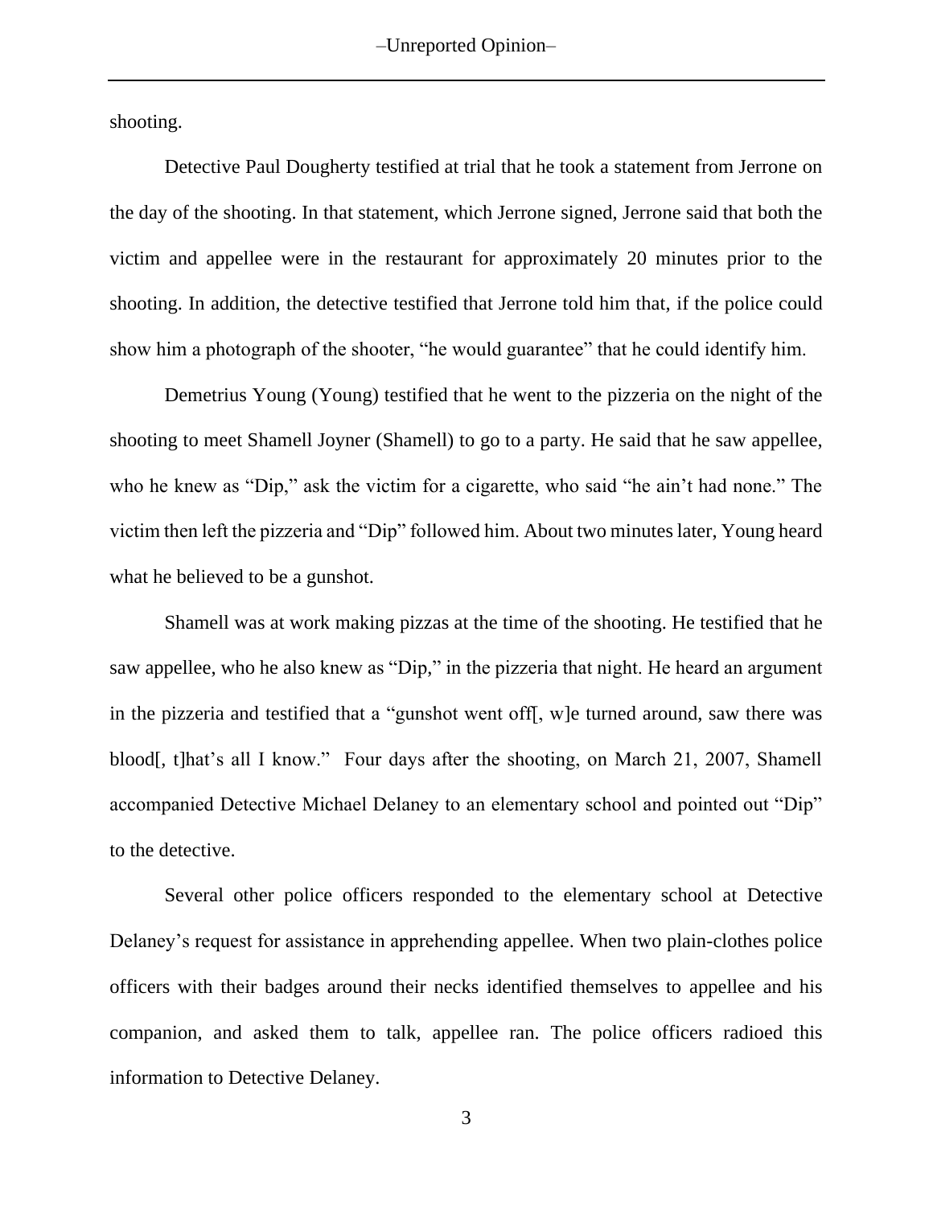shooting.

Detective Paul Dougherty testified at trial that he took a statement from Jerrone on the day of the shooting. In that statement, which Jerrone signed, Jerrone said that both the victim and appellee were in the restaurant for approximately 20 minutes prior to the shooting. In addition, the detective testified that Jerrone told him that, if the police could show him a photograph of the shooter, "he would guarantee" that he could identify him.

Demetrius Young (Young) testified that he went to the pizzeria on the night of the shooting to meet Shamell Joyner (Shamell) to go to a party. He said that he saw appellee, who he knew as "Dip," ask the victim for a cigarette, who said "he ain't had none." The victim then left the pizzeria and "Dip" followed him. About two minutes later, Young heard what he believed to be a gunshot.

Shamell was at work making pizzas at the time of the shooting. He testified that he saw appellee, who he also knew as "Dip," in the pizzeria that night. He heard an argument in the pizzeria and testified that a "gunshot went off[, w]e turned around, saw there was blood[, t]hat's all I know." Four days after the shooting, on March 21, 2007, Shamell accompanied Detective Michael Delaney to an elementary school and pointed out "Dip" to the detective.

Several other police officers responded to the elementary school at Detective Delaney's request for assistance in apprehending appellee. When two plain-clothes police officers with their badges around their necks identified themselves to appellee and his companion, and asked them to talk, appellee ran. The police officers radioed this information to Detective Delaney.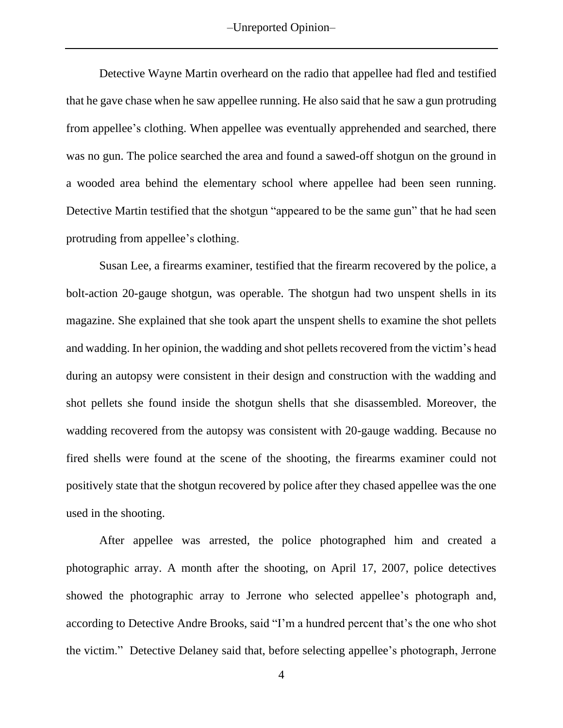Detective Wayne Martin overheard on the radio that appellee had fled and testified that he gave chase when he saw appellee running. He also said that he saw a gun protruding from appellee's clothing. When appellee was eventually apprehended and searched, there was no gun. The police searched the area and found a sawed-off shotgun on the ground in a wooded area behind the elementary school where appellee had been seen running. Detective Martin testified that the shotgun "appeared to be the same gun" that he had seen protruding from appellee's clothing.

Susan Lee, a firearms examiner, testified that the firearm recovered by the police, a bolt-action 20-gauge shotgun, was operable. The shotgun had two unspent shells in its magazine. She explained that she took apart the unspent shells to examine the shot pellets and wadding. In her opinion, the wadding and shot pellets recovered from the victim's head during an autopsy were consistent in their design and construction with the wadding and shot pellets she found inside the shotgun shells that she disassembled. Moreover, the wadding recovered from the autopsy was consistent with 20-gauge wadding. Because no fired shells were found at the scene of the shooting, the firearms examiner could not positively state that the shotgun recovered by police after they chased appellee was the one used in the shooting.

After appellee was arrested, the police photographed him and created a photographic array. A month after the shooting, on April 17, 2007, police detectives showed the photographic array to Jerrone who selected appellee's photograph and, according to Detective Andre Brooks, said "I'm a hundred percent that's the one who shot the victim." Detective Delaney said that, before selecting appellee's photograph, Jerrone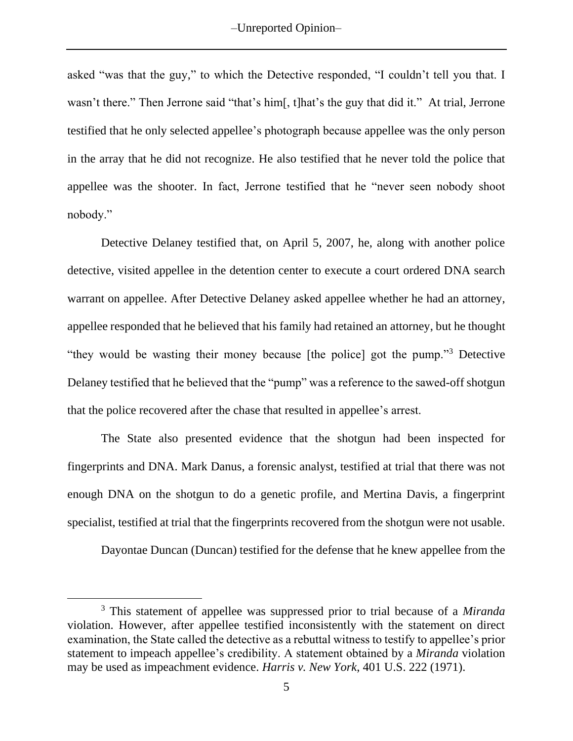asked "was that the guy," to which the Detective responded, "I couldn't tell you that. I wasn't there." Then Jerrone said "that's him[, t]hat's the guy that did it." At trial, Jerrone testified that he only selected appellee's photograph because appellee was the only person in the array that he did not recognize. He also testified that he never told the police that appellee was the shooter. In fact, Jerrone testified that he "never seen nobody shoot nobody."

Detective Delaney testified that, on April 5, 2007, he, along with another police detective, visited appellee in the detention center to execute a court ordered DNA search warrant on appellee. After Detective Delaney asked appellee whether he had an attorney, appellee responded that he believed that his family had retained an attorney, but he thought "they would be wasting their money because [the police] got the pump."[3] Detective Delaney testified that he believed that the "pump" was a reference to the sawed-off shotgun that the police recovered after the chase that resulted in appellee's arrest.

The State also presented evidence that the shotgun had been inspected for fingerprints and DNA. Mark Danus, a forensic analyst, testified at trial that there was not enough DNA on the shotgun to do a genetic profile, and Mertina Davis, a fingerprint specialist, testified at trial that the fingerprints recovered from the shotgun were not usable.

Dayontae Duncan (Duncan) testified for the defense that he knew appellee from the

---

[3] This statement of appellee was suppressed prior to trial because of a *Miranda* violation. However, after appellee testified inconsistently with the statement on direct examination, the State called the detective as a rebuttal witness to testify to appellee's prior statement to impeach appellee's credibility. A statement obtained by a *Miranda* violation may be used as impeachment evidence. *Harris v. New York*, 401 U.S. 222 (1971).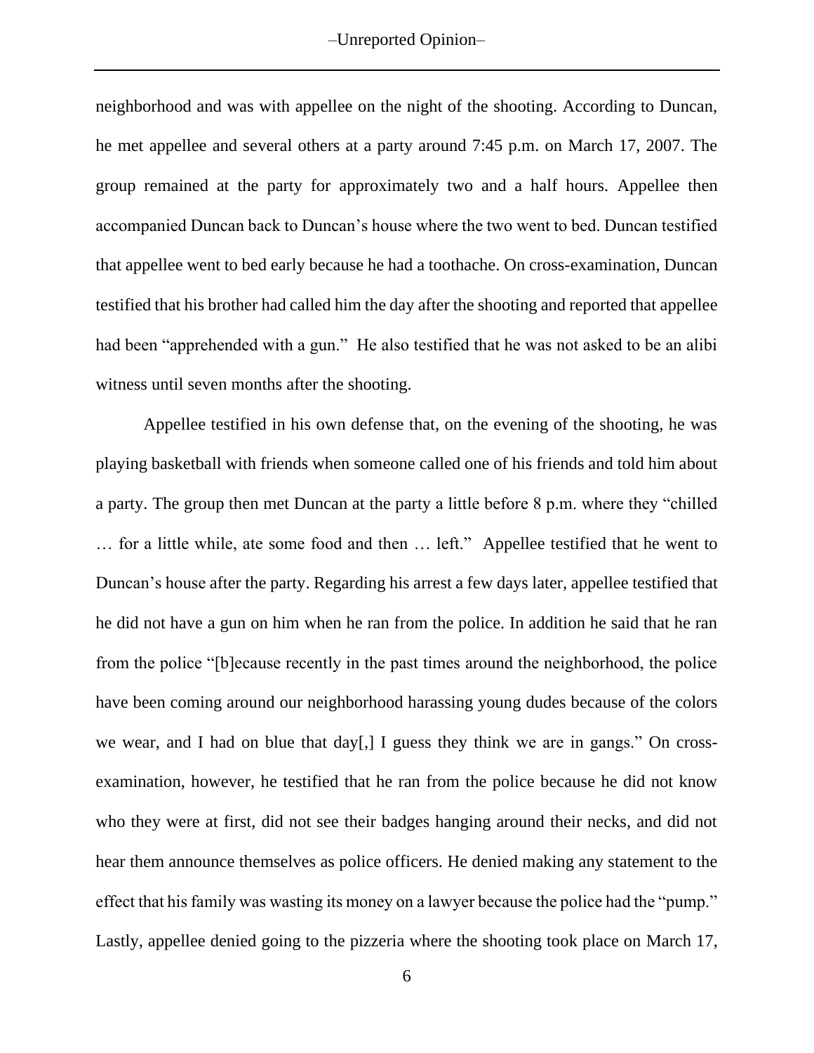neighborhood and was with appellee on the night of the shooting. According to Duncan, he met appellee and several others at a party around 7:45 p.m. on March 17, 2007. The group remained at the party for approximately two and a half hours. Appellee then accompanied Duncan back to Duncan's house where the two went to bed. Duncan testified that appellee went to bed early because he had a toothache. On cross-examination, Duncan testified that his brother had called him the day after the shooting and reported that appellee had been "apprehended with a gun." He also testified that he was not asked to be an alibi witness until seven months after the shooting.

Appellee testified in his own defense that, on the evening of the shooting, he was playing basketball with friends when someone called one of his friends and told him about a party. The group then met Duncan at the party a little before 8 p.m. where they "chilled … for a little while, ate some food and then … left." Appellee testified that he went to Duncan's house after the party. Regarding his arrest a few days later, appellee testified that he did not have a gun on him when he ran from the police. In addition he said that he ran from the police "[b]ecause recently in the past times around the neighborhood, the police have been coming around our neighborhood harassing young dudes because of the colors we wear, and I had on blue that day[,] I guess they think we are in gangs." On cross-examination, however, he testified that he ran from the police because he did not know who they were at first, did not see their badges hanging around their necks, and did not hear them announce themselves as police officers. He denied making any statement to the effect that his family was wasting its money on a lawyer because the police had the "pump." Lastly, appellee denied going to the pizzeria where the shooting took place on March 17,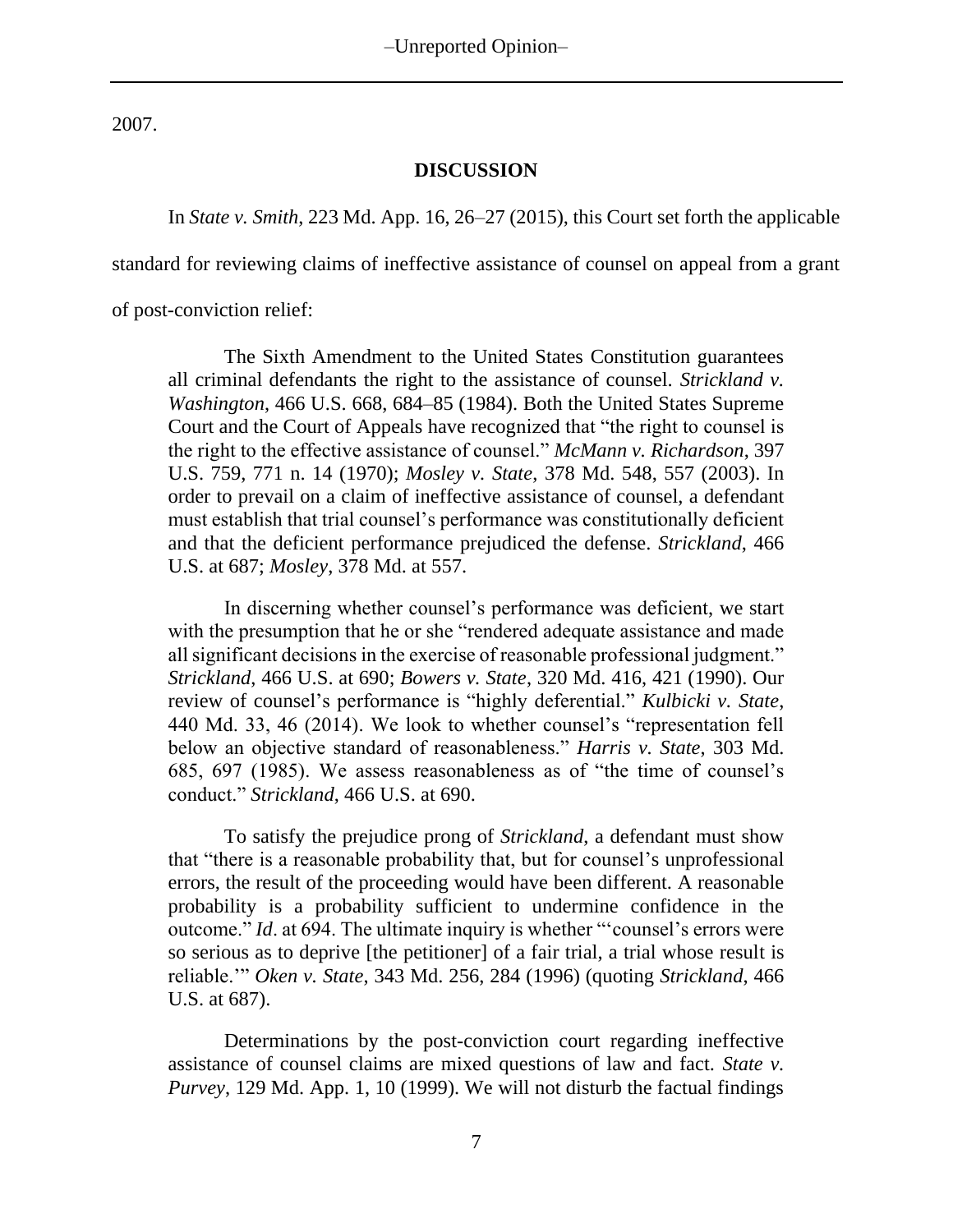2007.

## DISCUSSION

In *State v. Smith*, 223 Md. App. 16, 26–27 (2015), this Court set forth the applicable standard for reviewing claims of ineffective assistance of counsel on appeal from a grant of post-conviction relief:

> The Sixth Amendment to the United States Constitution guarantees all criminal defendants the right to the assistance of counsel. *Strickland v. Washington*, 466 U.S. 668, 684–85 (1984). Both the United States Supreme Court and the Court of Appeals have recognized that "the right to counsel is the right to the effective assistance of counsel." *McMann v. Richardson*, 397 U.S. 759, 771 n. 14 (1970); *Mosley v. State*, 378 Md. 548, 557 (2003). In order to prevail on a claim of ineffective assistance of counsel, a defendant must establish that trial counsel's performance was constitutionally deficient and that the deficient performance prejudiced the defense. *Strickland*, 466 U.S. at 687; *Mosley*, 378 Md. at 557.
>
> In discerning whether counsel's performance was deficient, we start with the presumption that he or she "rendered adequate assistance and made all significant decisions in the exercise of reasonable professional judgment." *Strickland*, 466 U.S. at 690; *Bowers v. State*, 320 Md. 416, 421 (1990). Our review of counsel's performance is "highly deferential." *Kulbicki v. State*, 440 Md. 33, 46 (2014). We look to whether counsel's "representation fell below an objective standard of reasonableness." *Harris v. State*, 303 Md. 685, 697 (1985). We assess reasonableness as of "the time of counsel's conduct." *Strickland*, 466 U.S. at 690.
>
> To satisfy the prejudice prong of *Strickland*, a defendant must show that "there is a reasonable probability that, but for counsel's unprofessional errors, the result of the proceeding would have been different. A reasonable probability is a probability sufficient to undermine confidence in the outcome." *Id*. at 694. The ultimate inquiry is whether "'counsel's errors were so serious as to deprive [the petitioner] of a fair trial, a trial whose result is reliable.'" *Oken v. State*, 343 Md. 256, 284 (1996) (quoting *Strickland*, 466 U.S. at 687).
>
> Determinations by the post-conviction court regarding ineffective assistance of counsel claims are mixed questions of law and fact. *State v. Purvey*, 129 Md. App. 1, 10 (1999). We will not disturb the factual findings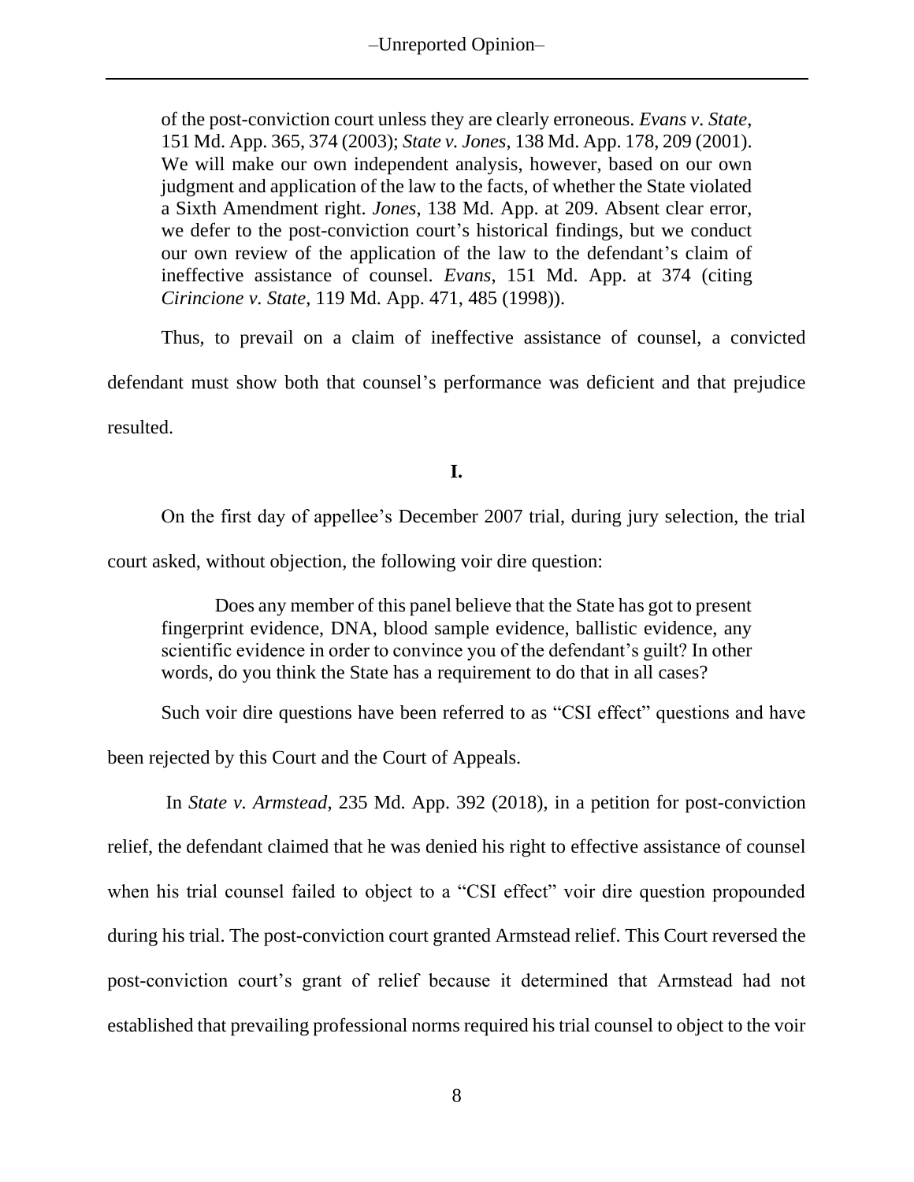> of the post-conviction court unless they are clearly erroneous. *Evans v. State*, 151 Md. App. 365, 374 (2003); *State v. Jones*, 138 Md. App. 178, 209 (2001). We will make our own independent analysis, however, based on our own judgment and application of the law to the facts, of whether the State violated a Sixth Amendment right. *Jones*, 138 Md. App. at 209. Absent clear error, we defer to the post-conviction court's historical findings, but we conduct our own review of the application of the law to the defendant's claim of ineffective assistance of counsel. *Evans*, 151 Md. App. at 374 (citing *Cirincione v. State*, 119 Md. App. 471, 485 (1998)).

Thus, to prevail on a claim of ineffective assistance of counsel, a convicted defendant must show both that counsel's performance was deficient and that prejudice resulted.

**I.**

On the first day of appellee's December 2007 trial, during jury selection, the trial court asked, without objection, the following voir dire question:

> Does any member of this panel believe that the State has got to present fingerprint evidence, DNA, blood sample evidence, ballistic evidence, any scientific evidence in order to convince you of the defendant's guilt? In other words, do you think the State has a requirement to do that in all cases?

Such voir dire questions have been referred to as "CSI effect" questions and have been rejected by this Court and the Court of Appeals.

In *State v. Armstead*, 235 Md. App. 392 (2018), in a petition for post-conviction relief, the defendant claimed that he was denied his right to effective assistance of counsel when his trial counsel failed to object to a "CSI effect" voir dire question propounded during his trial. The post-conviction court granted Armstead relief. This Court reversed the post-conviction court's grant of relief because it determined that Armstead had not established that prevailing professional norms required his trial counsel to object to the voir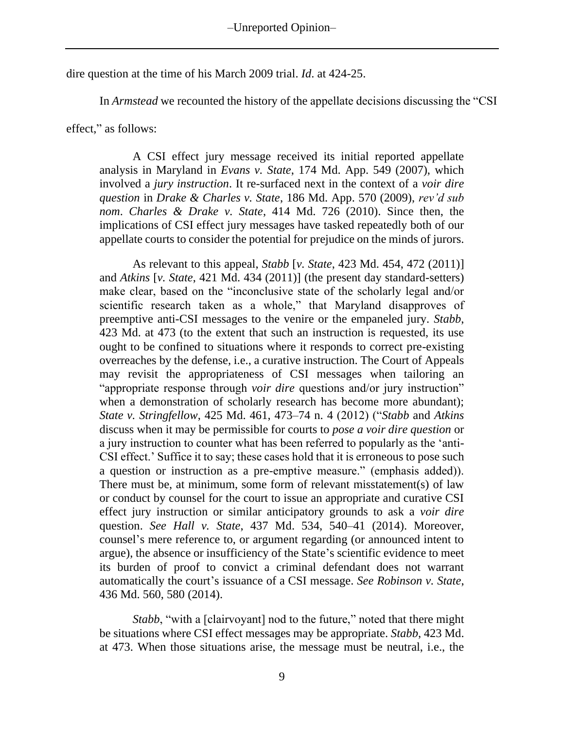dire question at the time of his March 2009 trial. *Id*. at 424-25.

In *Armstead* we recounted the history of the appellate decisions discussing the "CSI effect," as follows:

> A CSI effect jury message received its initial reported appellate analysis in Maryland in *Evans v. State*, 174 Md. App. 549 (2007), which involved a *jury instruction*. It re-surfaced next in the context of a *voir dire question* in *Drake & Charles v. State*, 186 Md. App. 570 (2009), *rev'd sub nom*. *Charles & Drake v. State*, 414 Md. 726 (2010). Since then, the implications of CSI effect jury messages have tasked repeatedly both of our appellate courts to consider the potential for prejudice on the minds of jurors.
>
> As relevant to this appeal, *Stabb* [*v. State*, 423 Md. 454, 472 (2011)] and *Atkins* [*v. State*, 421 Md. 434 (2011)] (the present day standard-setters) make clear, based on the "inconclusive state of the scholarly legal and/or scientific research taken as a whole," that Maryland disapproves of preemptive anti-CSI messages to the venire or the empaneled jury. *Stabb*, 423 Md. at 473 (to the extent that such an instruction is requested, its use ought to be confined to situations where it responds to correct pre-existing overreaches by the defense, i.e., a curative instruction. The Court of Appeals may revisit the appropriateness of CSI messages when tailoring an "appropriate response through *voir dire* questions and/or jury instruction" when a demonstration of scholarly research has become more abundant); *State v. Stringfellow*, 425 Md. 461, 473–74 n. 4 (2012) ("*Stabb* and *Atkins* discuss when it may be permissible for courts to *pose a voir dire question* or a jury instruction to counter what has been referred to popularly as the 'anti-CSI effect.' Suffice it to say; these cases hold that it is erroneous to pose such a question or instruction as a pre-emptive measure." (emphasis added)). There must be, at minimum, some form of relevant misstatement(s) of law or conduct by counsel for the court to issue an appropriate and curative CSI effect jury instruction or similar anticipatory grounds to ask a *voir dire* question. *See Hall v. State*, 437 Md. 534, 540–41 (2014). Moreover, counsel's mere reference to, or argument regarding (or announced intent to argue), the absence or insufficiency of the State's scientific evidence to meet its burden of proof to convict a criminal defendant does not warrant automatically the court's issuance of a CSI message. *See Robinson v. State*, 436 Md. 560, 580 (2014).
>
> *Stabb*, "with a [clairvoyant] nod to the future," noted that there might be situations where CSI effect messages may be appropriate. *Stabb*, 423 Md. at 473. When those situations arise, the message must be neutral, i.e., the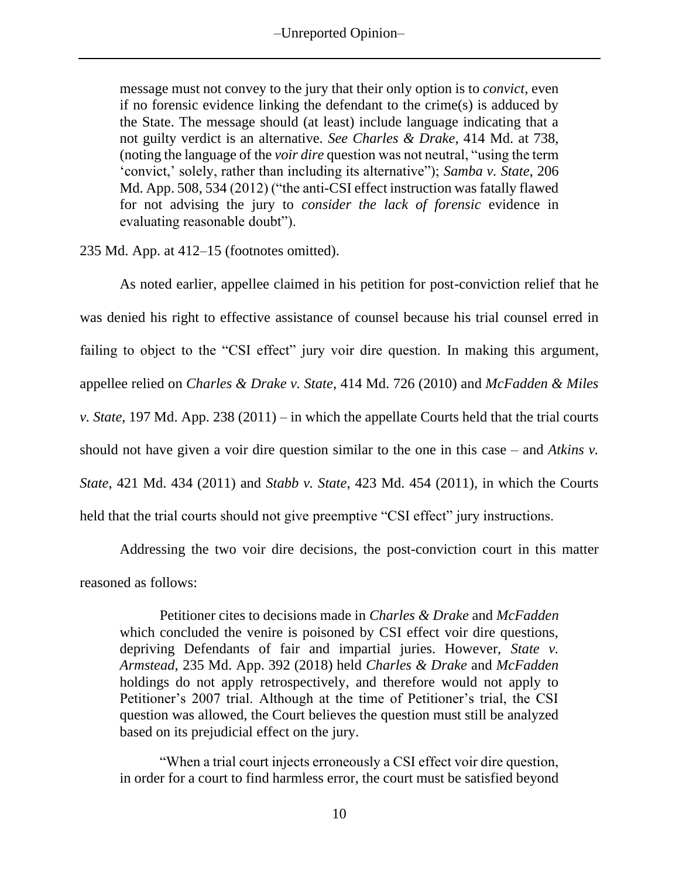> message must not convey to the jury that their only option is to *convict*, even if no forensic evidence linking the defendant to the crime(s) is adduced by the State. The message should (at least) include language indicating that a not guilty verdict is an alternative. *See Charles & Drake*, 414 Md. at 738, (noting the language of the *voir dire* question was not neutral, "using the term 'convict,' solely, rather than including its alternative"); *Samba v. State*, 206 Md. App. 508, 534 (2012) ("the anti-CSI effect instruction was fatally flawed for not advising the jury to *consider the lack of forensic* evidence in evaluating reasonable doubt").

235 Md. App. at 412–15 (footnotes omitted).

As noted earlier, appellee claimed in his petition for post-conviction relief that he was denied his right to effective assistance of counsel because his trial counsel erred in failing to object to the "CSI effect" jury voir dire question. In making this argument, appellee relied on *Charles & Drake v. State*, 414 Md. 726 (2010) and *McFadden & Miles v. State*, 197 Md. App. 238 (2011) – in which the appellate Courts held that the trial courts should not have given a voir dire question similar to the one in this case – and *Atkins v. State*, 421 Md. 434 (2011) and *Stabb v. State*, 423 Md. 454 (2011), in which the Courts held that the trial courts should not give preemptive "CSI effect" jury instructions.

Addressing the two voir dire decisions, the post-conviction court in this matter reasoned as follows:

> Petitioner cites to decisions made in *Charles & Drake* and *McFadden* which concluded the venire is poisoned by CSI effect voir dire questions, depriving Defendants of fair and impartial juries. However, *State v. Armstead*, 235 Md. App. 392 (2018) held *Charles & Drake* and *McFadden* holdings do not apply retrospectively, and therefore would not apply to Petitioner's 2007 trial. Although at the time of Petitioner's trial, the CSI question was allowed, the Court believes the question must still be analyzed based on its prejudicial effect on the jury.
>
> "When a trial court injects erroneously a CSI effect voir dire question, in order for a court to find harmless error, the court must be satisfied beyond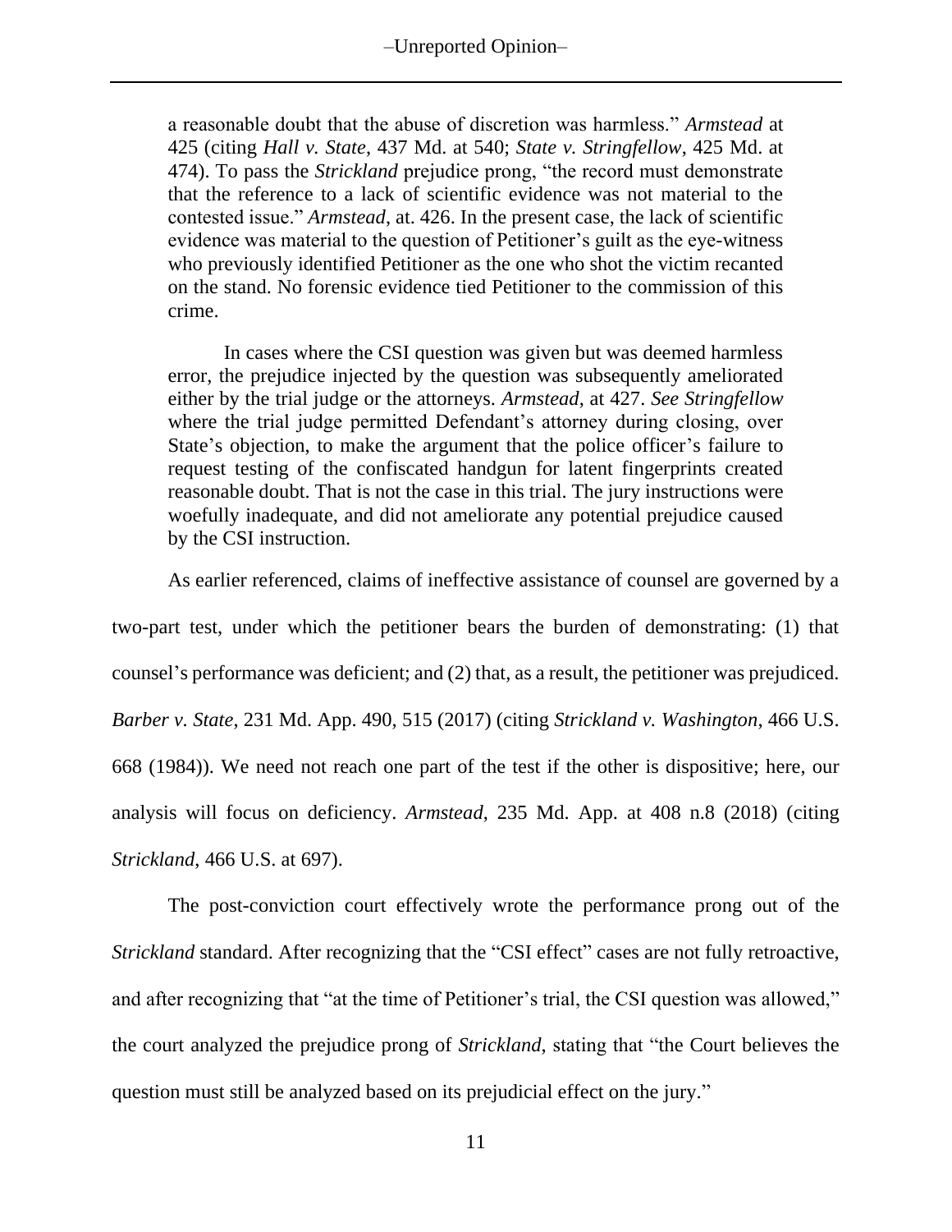> a reasonable doubt that the abuse of discretion was harmless." *Armstead* at 425 (citing *Hall v. State*, 437 Md. at 540; *State v. Stringfellow*, 425 Md. at 474). To pass the *Strickland* prejudice prong, "the record must demonstrate that the reference to a lack of scientific evidence was not material to the contested issue." *Armstead*, at. 426. In the present case, the lack of scientific evidence was material to the question of Petitioner's guilt as the eye-witness who previously identified Petitioner as the one who shot the victim recanted on the stand. No forensic evidence tied Petitioner to the commission of this crime.
>
> In cases where the CSI question was given but was deemed harmless error, the prejudice injected by the question was subsequently ameliorated either by the trial judge or the attorneys. *Armstead*, at 427. *See Stringfellow* where the trial judge permitted Defendant's attorney during closing, over State's objection, to make the argument that the police officer's failure to request testing of the confiscated handgun for latent fingerprints created reasonable doubt. That is not the case in this trial. The jury instructions were woefully inadequate, and did not ameliorate any potential prejudice caused by the CSI instruction.

As earlier referenced, claims of ineffective assistance of counsel are governed by a two-part test, under which the petitioner bears the burden of demonstrating: (1) that counsel's performance was deficient; and (2) that, as a result, the petitioner was prejudiced. *Barber v. State*, 231 Md. App. 490, 515 (2017) (citing *Strickland v. Washington*, 466 U.S. 668 (1984)). We need not reach one part of the test if the other is dispositive; here, our analysis will focus on deficiency. *Armstead*, 235 Md. App. at 408 n.8 (2018) (citing *Strickland*, 466 U.S. at 697).

The post-conviction court effectively wrote the performance prong out of the *Strickland* standard. After recognizing that the "CSI effect" cases are not fully retroactive, and after recognizing that "at the time of Petitioner's trial, the CSI question was allowed," the court analyzed the prejudice prong of *Strickland*, stating that "the Court believes the question must still be analyzed based on its prejudicial effect on the jury."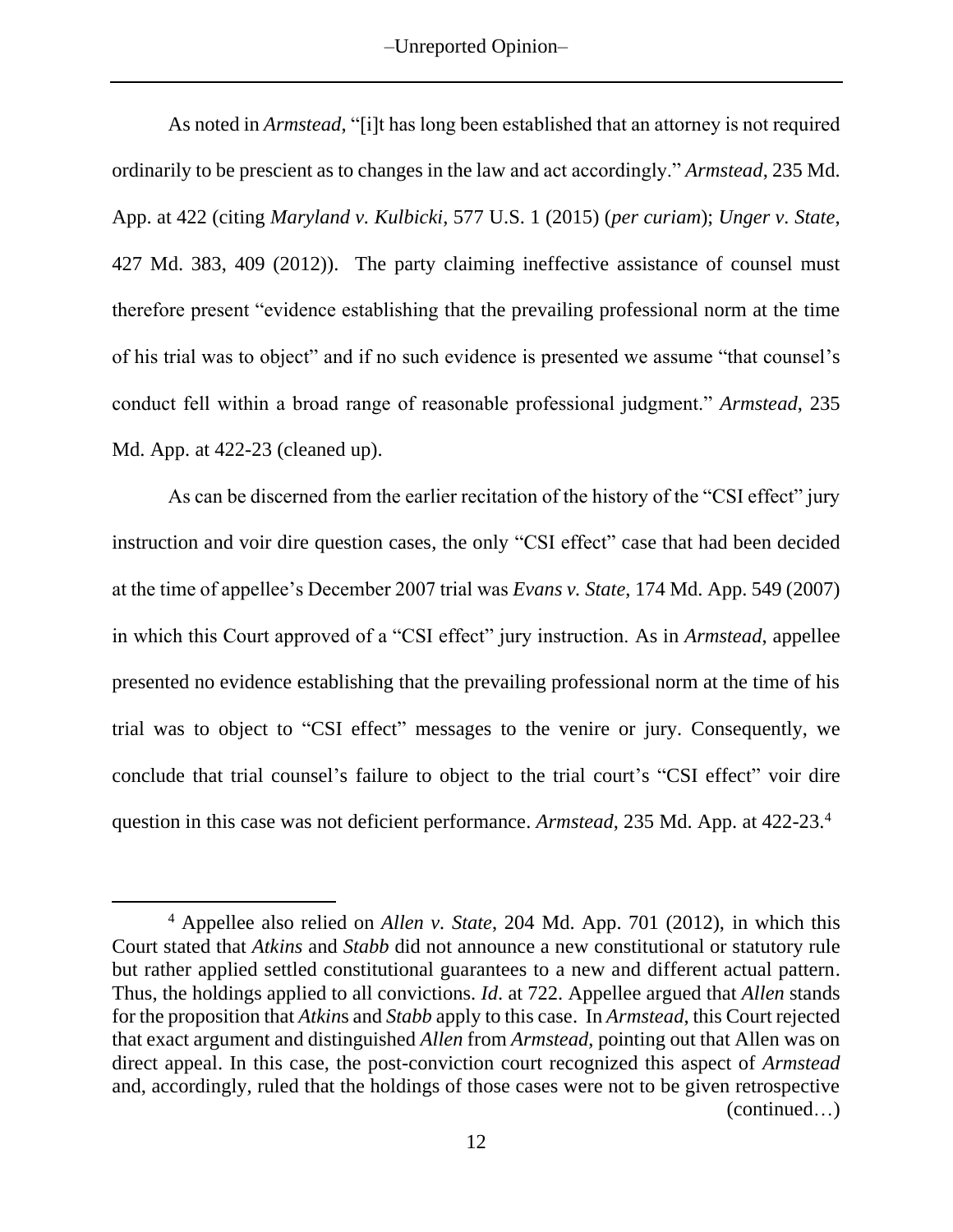As noted in *Armstead*, "[i]t has long been established that an attorney is not required ordinarily to be prescient as to changes in the law and act accordingly." *Armstead*, 235 Md. App. at 422 (citing *Maryland v. Kulbicki*, 577 U.S. 1 (2015) (*per curiam*); *Unger v. State*, 427 Md. 383, 409 (2012)). The party claiming ineffective assistance of counsel must therefore present "evidence establishing that the prevailing professional norm at the time of his trial was to object" and if no such evidence is presented we assume "that counsel's conduct fell within a broad range of reasonable professional judgment." *Armstead*, 235 Md. App. at 422-23 (cleaned up).

As can be discerned from the earlier recitation of the history of the "CSI effect" jury instruction and voir dire question cases, the only "CSI effect" case that had been decided at the time of appellee's December 2007 trial was *Evans v. State*, 174 Md. App. 549 (2007) in which this Court approved of a "CSI effect" jury instruction. As in *Armstead*, appellee presented no evidence establishing that the prevailing professional norm at the time of his trial was to object to "CSI effect" messages to the venire or jury. Consequently, we conclude that trial counsel's failure to object to the trial court's "CSI effect" voir dire question in this case was not deficient performance. *Armstead*, 235 Md. App. at 422-23.[4]

[4] Appellee also relied on *Allen v. State*, 204 Md. App. 701 (2012), in which this Court stated that *Atkins* and *Stabb* did not announce a new constitutional or statutory rule but rather applied settled constitutional guarantees to a new and different actual pattern. Thus, the holdings applied to all convictions. *Id*. at 722. Appellee argued that *Allen* stands for the proposition that *Atkins* and *Stabb* apply to this case. In *Armstead*, this Court rejected that exact argument and distinguished *Allen* from *Armstead*, pointing out that Allen was on direct appeal. In this case, the post-conviction court recognized this aspect of *Armstead* and, accordingly, ruled that the holdings of those cases were not to be given retrospective (continued…)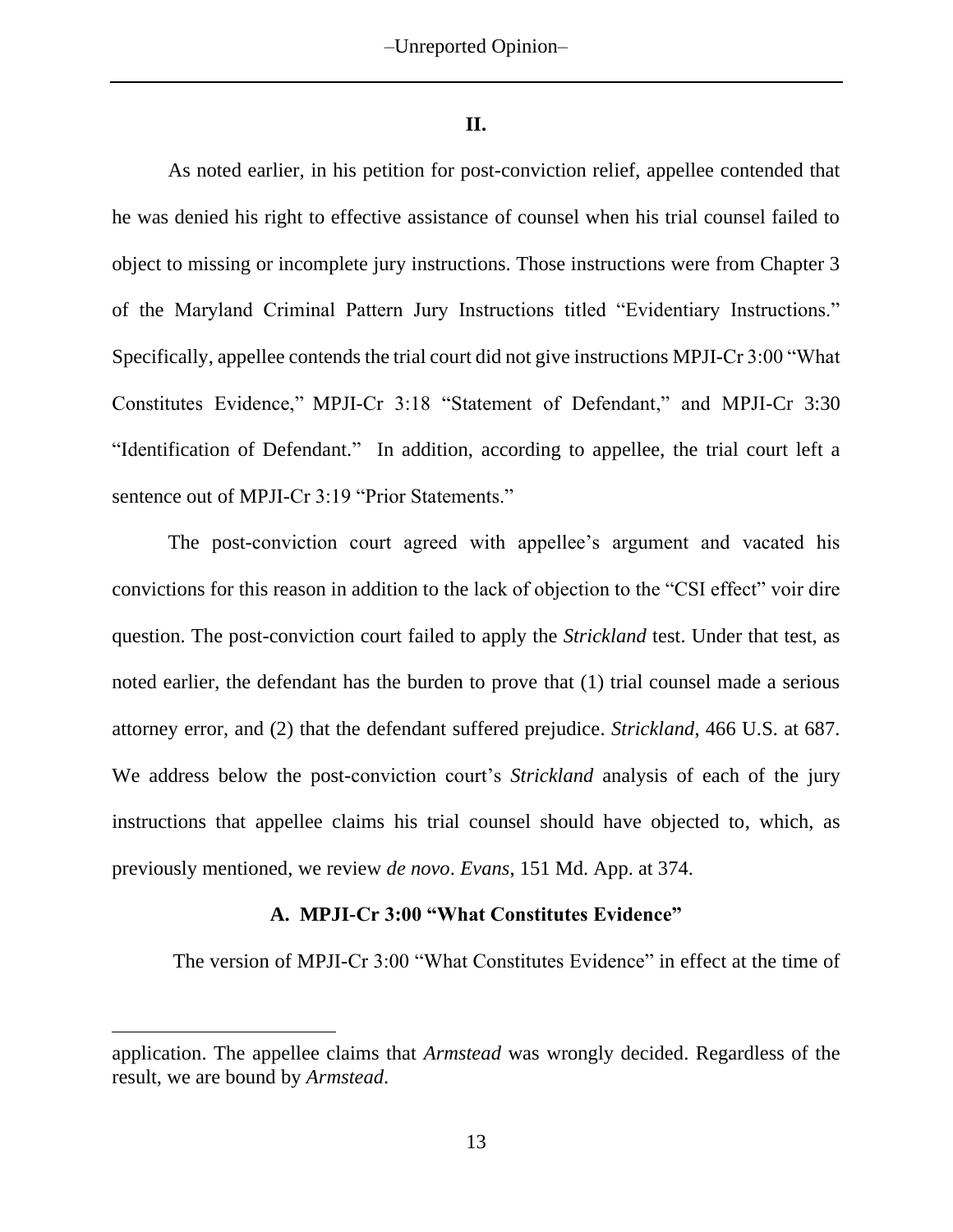## II.

As noted earlier, in his petition for post-conviction relief, appellee contended that he was denied his right to effective assistance of counsel when his trial counsel failed to object to missing or incomplete jury instructions. Those instructions were from Chapter 3 of the Maryland Criminal Pattern Jury Instructions titled "Evidentiary Instructions." Specifically, appellee contends the trial court did not give instructions MPJI-Cr 3:00 "What Constitutes Evidence," MPJI-Cr 3:18 "Statement of Defendant," and MPJI-Cr 3:30 "Identification of Defendant." In addition, according to appellee, the trial court left a sentence out of MPJI-Cr 3:19 "Prior Statements."

The post-conviction court agreed with appellee's argument and vacated his convictions for this reason in addition to the lack of objection to the "CSI effect" voir dire question. The post-conviction court failed to apply the *Strickland* test. Under that test, as noted earlier, the defendant has the burden to prove that (1) trial counsel made a serious attorney error, and (2) that the defendant suffered prejudice. *Strickland*, 466 U.S. at 687. We address below the post-conviction court's *Strickland* analysis of each of the jury instructions that appellee claims his trial counsel should have objected to, which, as previously mentioned, we review *de novo*. *Evans*, 151 Md. App. at 374.

### A. MPJI-Cr 3:00 "What Constitutes Evidence"

The version of MPJI-Cr 3:00 "What Constitutes Evidence" in effect at the time of

---

application. The appellee claims that *Armstead* was wrongly decided. Regardless of the result, we are bound by *Armstead*.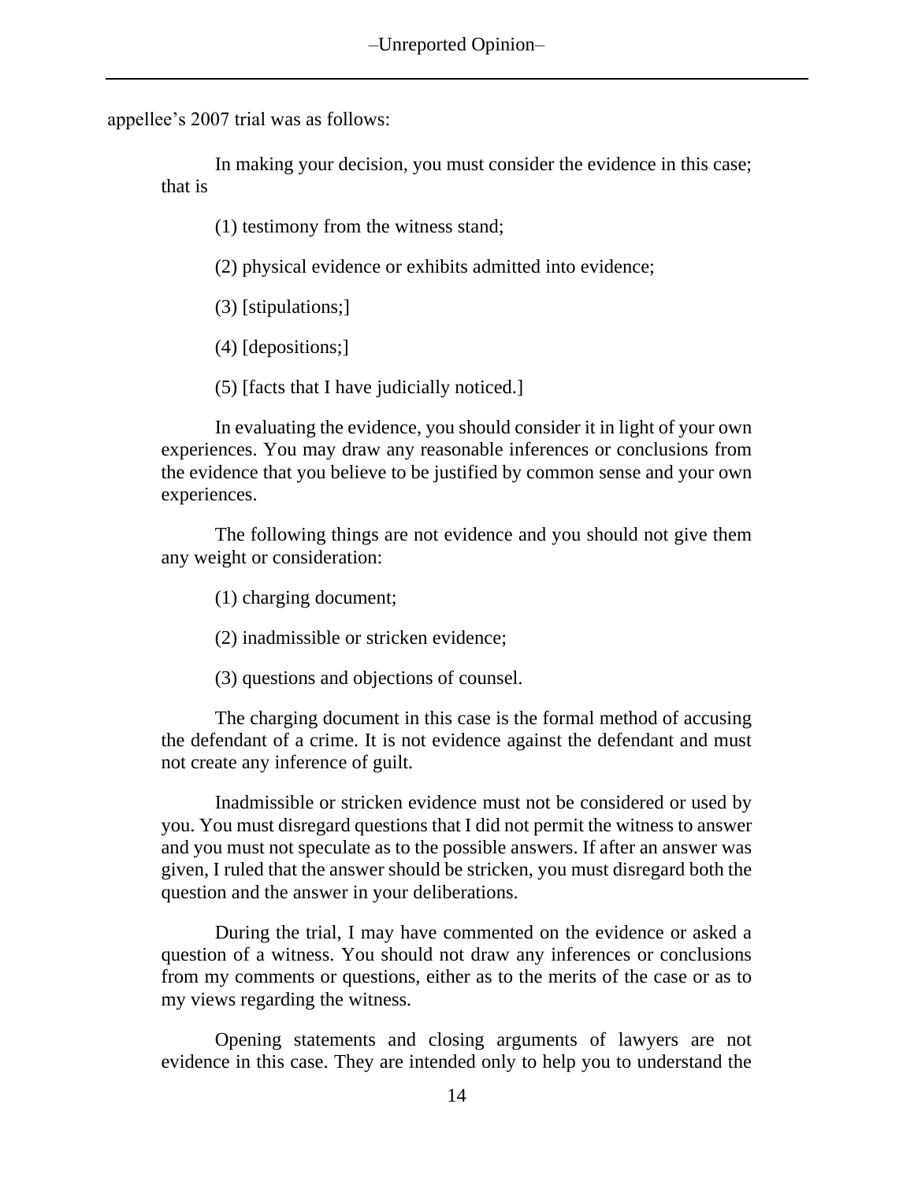appellee's 2007 trial was as follows:

> In making your decision, you must consider the evidence in this case; that is
>
> (1) testimony from the witness stand;
>
> (2) physical evidence or exhibits admitted into evidence;
>
> (3) [stipulations;]
>
> (4) [depositions;]
>
> (5) [facts that I have judicially noticed.]
>
> In evaluating the evidence, you should consider it in light of your own experiences. You may draw any reasonable inferences or conclusions from the evidence that you believe to be justified by common sense and your own experiences.
>
> The following things are not evidence and you should not give them any weight or consideration:
>
> (1) charging document;
>
> (2) inadmissible or stricken evidence;
>
> (3) questions and objections of counsel.
>
> The charging document in this case is the formal method of accusing the defendant of a crime. It is not evidence against the defendant and must not create any inference of guilt.
>
> Inadmissible or stricken evidence must not be considered or used by you. You must disregard questions that I did not permit the witness to answer and you must not speculate as to the possible answers. If after an answer was given, I ruled that the answer should be stricken, you must disregard both the question and the answer in your deliberations.
>
> During the trial, I may have commented on the evidence or asked a question of a witness. You should not draw any inferences or conclusions from my comments or questions, either as to the merits of the case or as to my views regarding the witness.
>
> Opening statements and closing arguments of lawyers are not evidence in this case. They are intended only to help you to understand the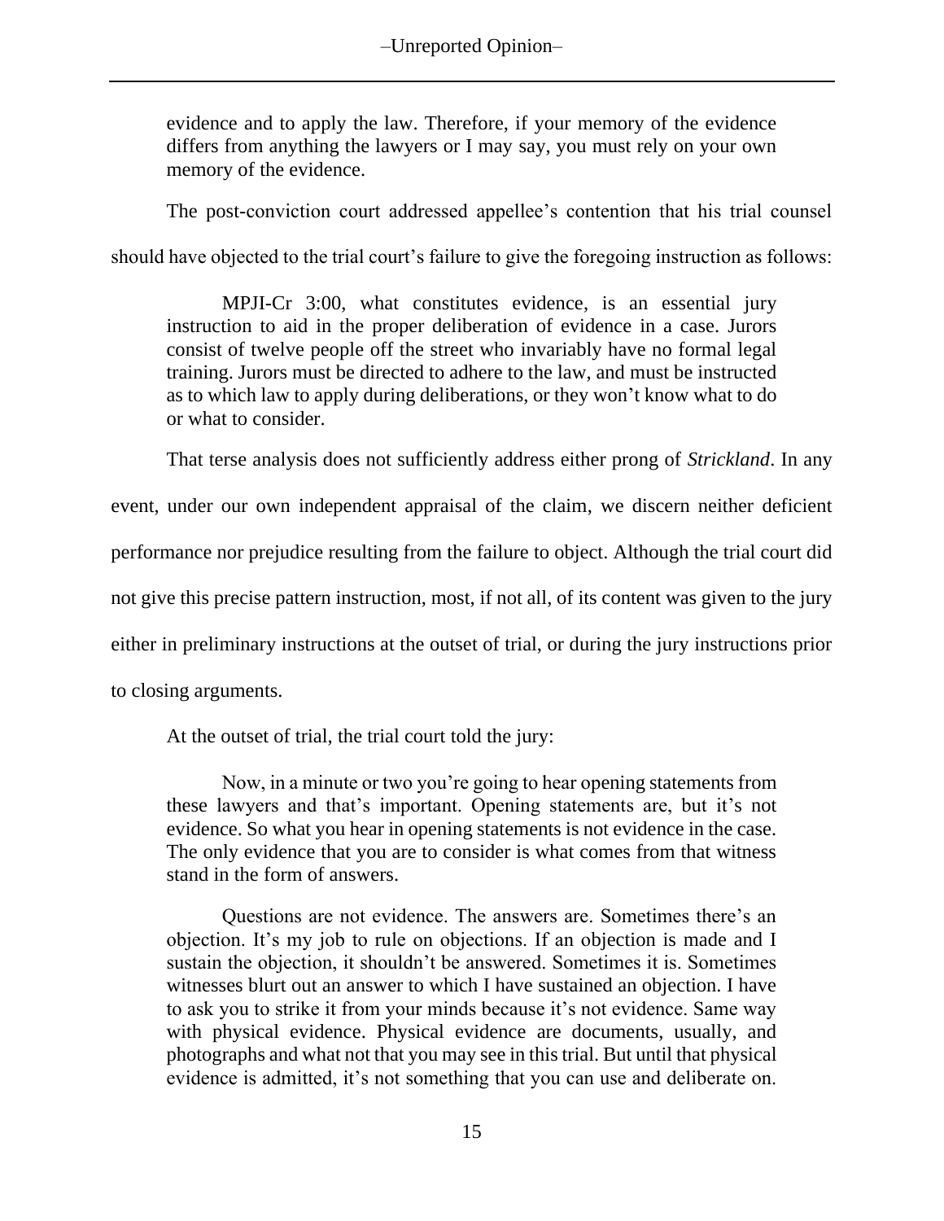> evidence and to apply the law. Therefore, if your memory of the evidence differs from anything the lawyers or I may say, you must rely on your own memory of the evidence.

The post-conviction court addressed appellee's contention that his trial counsel should have objected to the trial court's failure to give the foregoing instruction as follows:

> MPJI-Cr 3:00, what constitutes evidence, is an essential jury instruction to aid in the proper deliberation of evidence in a case. Jurors consist of twelve people off the street who invariably have no formal legal training. Jurors must be directed to adhere to the law, and must be instructed as to which law to apply during deliberations, or they won't know what to do or what to consider.

That terse analysis does not sufficiently address either prong of *Strickland*. In any event, under our own independent appraisal of the claim, we discern neither deficient performance nor prejudice resulting from the failure to object. Although the trial court did not give this precise pattern instruction, most, if not all, of its content was given to the jury either in preliminary instructions at the outset of trial, or during the jury instructions prior to closing arguments.

At the outset of trial, the trial court told the jury:

> Now, in a minute or two you're going to hear opening statements from these lawyers and that's important. Opening statements are, but it's not evidence. So what you hear in opening statements is not evidence in the case. The only evidence that you are to consider is what comes from that witness stand in the form of answers.
>
> Questions are not evidence. The answers are. Sometimes there's an objection. It's my job to rule on objections. If an objection is made and I sustain the objection, it shouldn't be answered. Sometimes it is. Sometimes witnesses blurt out an answer to which I have sustained an objection. I have to ask you to strike it from your minds because it's not evidence. Same way with physical evidence. Physical evidence are documents, usually, and photographs and what not that you may see in this trial. But until that physical evidence is admitted, it's not something that you can use and deliberate on.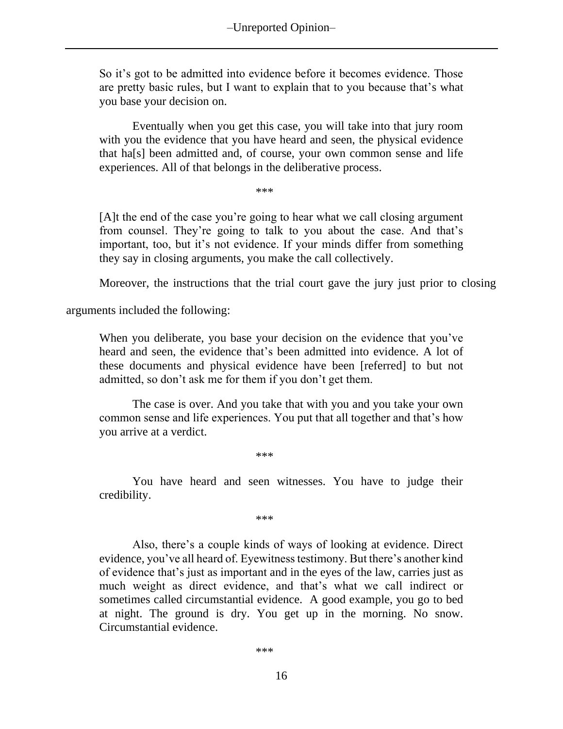> So it's got to be admitted into evidence before it becomes evidence. Those are pretty basic rules, but I want to explain that to you because that's what you base your decision on.
>
> Eventually when you get this case, you will take into that jury room with you the evidence that you have heard and seen, the physical evidence that ha[s] been admitted and, of course, your own common sense and life experiences. All of that belongs in the deliberative process.
>
> ***
>
> [A]t the end of the case you're going to hear what we call closing argument from counsel. They're going to talk to you about the case. And that's important, too, but it's not evidence. If your minds differ from something they say in closing arguments, you make the call collectively.

Moreover, the instructions that the trial court gave the jury just prior to closing arguments included the following:

> When you deliberate, you base your decision on the evidence that you've heard and seen, the evidence that's been admitted into evidence. A lot of these documents and physical evidence have been [referred] to but not admitted, so don't ask me for them if you don't get them.
>
> The case is over. And you take that with you and you take your own common sense and life experiences. You put that all together and that's how you arrive at a verdict.
>
> ***
>
> You have heard and seen witnesses. You have to judge their credibility.
>
> ***
>
> Also, there's a couple kinds of ways of looking at evidence. Direct evidence, you've all heard of. Eyewitness testimony. But there's another kind of evidence that's just as important and in the eyes of the law, carries just as much weight as direct evidence, and that's what we call indirect or sometimes called circumstantial evidence. A good example, you go to bed at night. The ground is dry. You get up in the morning. No snow. Circumstantial evidence.
>
> ***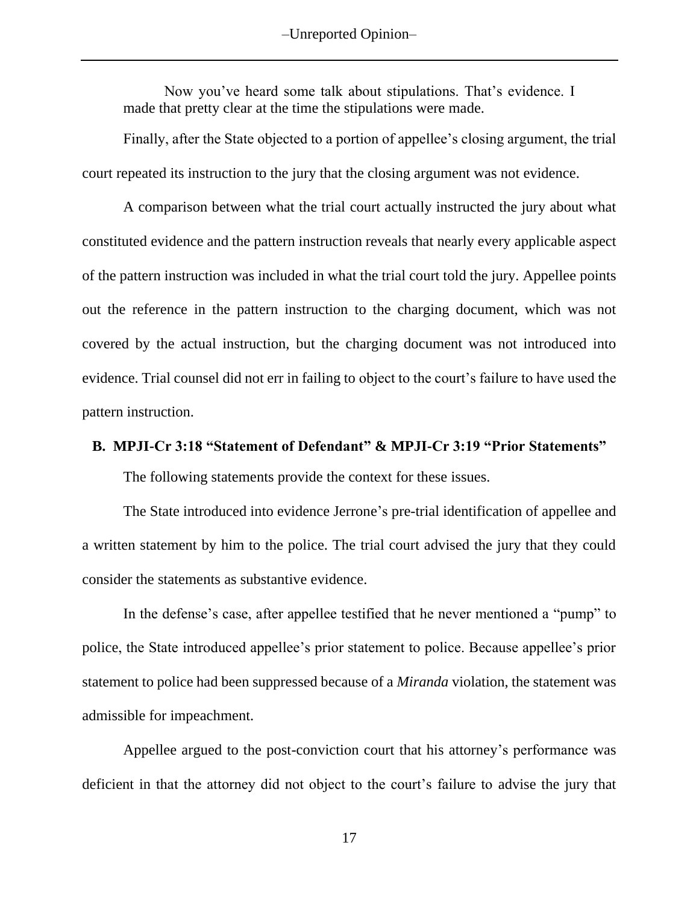> Now you've heard some talk about stipulations. That's evidence. I made that pretty clear at the time the stipulations were made.

Finally, after the State objected to a portion of appellee's closing argument, the trial court repeated its instruction to the jury that the closing argument was not evidence.

A comparison between what the trial court actually instructed the jury about what constituted evidence and the pattern instruction reveals that nearly every applicable aspect of the pattern instruction was included in what the trial court told the jury. Appellee points out the reference in the pattern instruction to the charging document, which was not covered by the actual instruction, but the charging document was not introduced into evidence. Trial counsel did not err in failing to object to the court's failure to have used the pattern instruction.

### B. MPJI-Cr 3:18 "Statement of Defendant" & MPJI-Cr 3:19 "Prior Statements"

The following statements provide the context for these issues.

The State introduced into evidence Jerrone's pre-trial identification of appellee and a written statement by him to the police. The trial court advised the jury that they could consider the statements as substantive evidence.

In the defense's case, after appellee testified that he never mentioned a "pump" to police, the State introduced appellee's prior statement to police. Because appellee's prior statement to police had been suppressed because of a *Miranda* violation, the statement was admissible for impeachment.

Appellee argued to the post-conviction court that his attorney's performance was deficient in that the attorney did not object to the court's failure to advise the jury that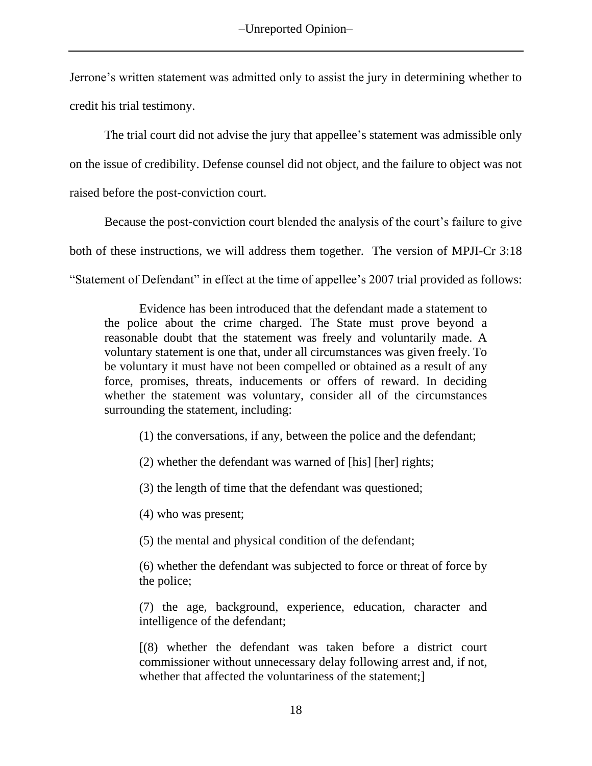Jerrone's written statement was admitted only to assist the jury in determining whether to credit his trial testimony.

The trial court did not advise the jury that appellee's statement was admissible only on the issue of credibility. Defense counsel did not object, and the failure to object was not raised before the post-conviction court.

Because the post-conviction court blended the analysis of the court's failure to give both of these instructions, we will address them together. The version of MPJI-Cr 3:18 "Statement of Defendant" in effect at the time of appellee's 2007 trial provided as follows:

> Evidence has been introduced that the defendant made a statement to the police about the crime charged. The State must prove beyond a reasonable doubt that the statement was freely and voluntarily made. A voluntary statement is one that, under all circumstances was given freely. To be voluntary it must have not been compelled or obtained as a result of any force, promises, threats, inducements or offers of reward. In deciding whether the statement was voluntary, consider all of the circumstances surrounding the statement, including:
>
> (1) the conversations, if any, between the police and the defendant;
>
> (2) whether the defendant was warned of [his] [her] rights;
>
> (3) the length of time that the defendant was questioned;
>
> (4) who was present;
>
> (5) the mental and physical condition of the defendant;
>
> (6) whether the defendant was subjected to force or threat of force by the police;
>
> (7) the age, background, experience, education, character and intelligence of the defendant;
>
> [(8) whether the defendant was taken before a district court commissioner without unnecessary delay following arrest and, if not, whether that affected the voluntariness of the statement;]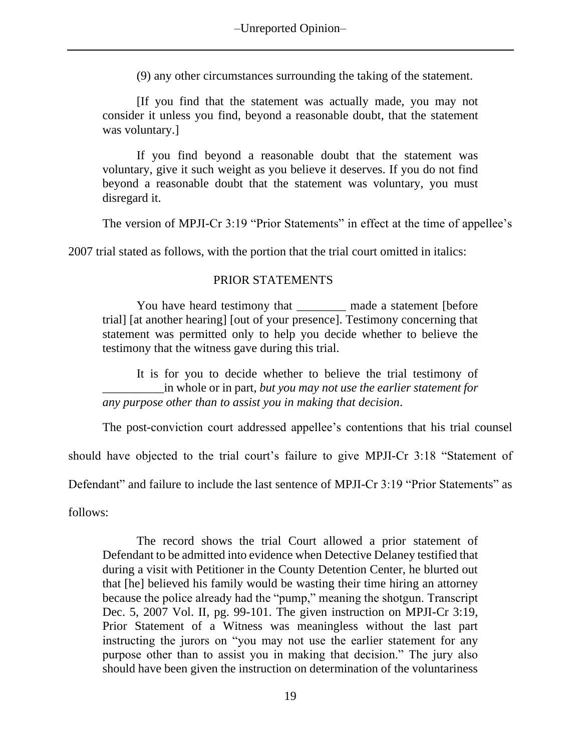> (9) any other circumstances surrounding the taking of the statement.
>
> [If you find that the statement was actually made, you may not consider it unless you find, beyond a reasonable doubt, that the statement was voluntary.]
>
> If you find beyond a reasonable doubt that the statement was voluntary, give it such weight as you believe it deserves. If you do not find beyond a reasonable doubt that the statement was voluntary, you must disregard it.

The version of MPJI-Cr 3:19 "Prior Statements" in effect at the time of appellee's 2007 trial stated as follows, with the portion that the trial court omitted in italics:

> PRIOR STATEMENTS
>
> You have heard testimony that ________ made a statement [before trial] [at another hearing] [out of your presence]. Testimony concerning that statement was permitted only to help you decide whether to believe the testimony that the witness gave during this trial.
>
> It is for you to decide whether to believe the trial testimony of __________in whole or in part, *but you may not use the earlier statement for any purpose other than to assist you in making that decision*.

The post-conviction court addressed appellee's contentions that his trial counsel should have objected to the trial court's failure to give MPJI-Cr 3:18 "Statement of Defendant" and failure to include the last sentence of MPJI-Cr 3:19 "Prior Statements" as follows:

> The record shows the trial Court allowed a prior statement of Defendant to be admitted into evidence when Detective Delaney testified that during a visit with Petitioner in the County Detention Center, he blurted out that [he] believed his family would be wasting their time hiring an attorney because the police already had the "pump," meaning the shotgun. Transcript Dec. 5, 2007 Vol. II, pg. 99-101. The given instruction on MPJI-Cr 3:19, Prior Statement of a Witness was meaningless without the last part instructing the jurors on "you may not use the earlier statement for any purpose other than to assist you in making that decision." The jury also should have been given the instruction on determination of the voluntariness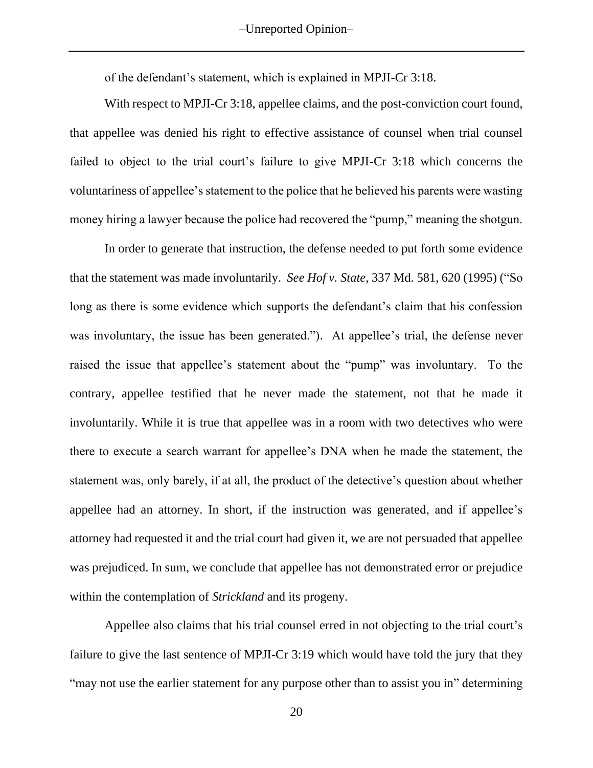of the defendant's statement, which is explained in MPJI-Cr 3:18.

With respect to MPJI-Cr 3:18, appellee claims, and the post-conviction court found, that appellee was denied his right to effective assistance of counsel when trial counsel failed to object to the trial court's failure to give MPJI-Cr 3:18 which concerns the voluntariness of appellee's statement to the police that he believed his parents were wasting money hiring a lawyer because the police had recovered the "pump," meaning the shotgun.

In order to generate that instruction, the defense needed to put forth some evidence that the statement was made involuntarily. *See Hof v. State*, 337 Md. 581, 620 (1995) ("So long as there is some evidence which supports the defendant's claim that his confession was involuntary, the issue has been generated."). At appellee's trial, the defense never raised the issue that appellee's statement about the "pump" was involuntary. To the contrary, appellee testified that he never made the statement, not that he made it involuntarily. While it is true that appellee was in a room with two detectives who were there to execute a search warrant for appellee's DNA when he made the statement, the statement was, only barely, if at all, the product of the detective's question about whether appellee had an attorney. In short, if the instruction was generated, and if appellee's attorney had requested it and the trial court had given it, we are not persuaded that appellee was prejudiced. In sum, we conclude that appellee has not demonstrated error or prejudice within the contemplation of *Strickland* and its progeny.

Appellee also claims that his trial counsel erred in not objecting to the trial court's failure to give the last sentence of MPJI-Cr 3:19 which would have told the jury that they "may not use the earlier statement for any purpose other than to assist you in" determining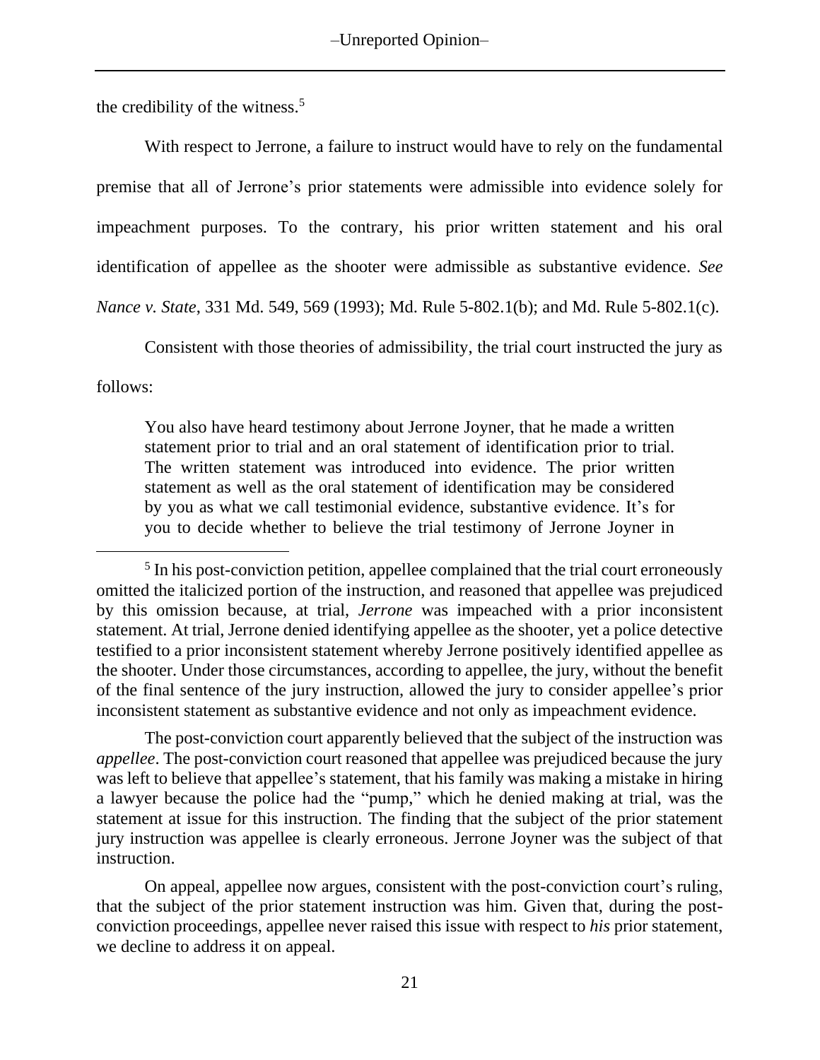the credibility of the witness.[5]

With respect to Jerrone, a failure to instruct would have to rely on the fundamental premise that all of Jerrone's prior statements were admissible into evidence solely for impeachment purposes. To the contrary, his prior written statement and his oral identification of appellee as the shooter were admissible as substantive evidence. *See Nance v. State*, 331 Md. 549, 569 (1993); Md. Rule 5-802.1(b); and Md. Rule 5-802.1(c).

Consistent with those theories of admissibility, the trial court instructed the jury as follows:

> You also have heard testimony about Jerrone Joyner, that he made a written statement prior to trial and an oral statement of identification prior to trial. The written statement was introduced into evidence. The prior written statement as well as the oral statement of identification may be considered by you as what we call testimonial evidence, substantive evidence. It's for you to decide whether to believe the trial testimony of Jerrone Joyner in

---

[5] In his post-conviction petition, appellee complained that the trial court erroneously omitted the italicized portion of the instruction, and reasoned that appellee was prejudiced by this omission because, at trial, *Jerrone* was impeached with a prior inconsistent statement. At trial, Jerrone denied identifying appellee as the shooter, yet a police detective testified to a prior inconsistent statement whereby Jerrone positively identified appellee as the shooter. Under those circumstances, according to appellee, the jury, without the benefit of the final sentence of the jury instruction, allowed the jury to consider appellee's prior inconsistent statement as substantive evidence and not only as impeachment evidence.

The post-conviction court apparently believed that the subject of the instruction was *appellee*. The post-conviction court reasoned that appellee was prejudiced because the jury was left to believe that appellee's statement, that his family was making a mistake in hiring a lawyer because the police had the "pump," which he denied making at trial, was the statement at issue for this instruction. The finding that the subject of the prior statement jury instruction was appellee is clearly erroneous. Jerrone Joyner was the subject of that instruction.

On appeal, appellee now argues, consistent with the post-conviction court's ruling, that the subject of the prior statement instruction was him. Given that, during the post-conviction proceedings, appellee never raised this issue with respect to *his* prior statement, we decline to address it on appeal.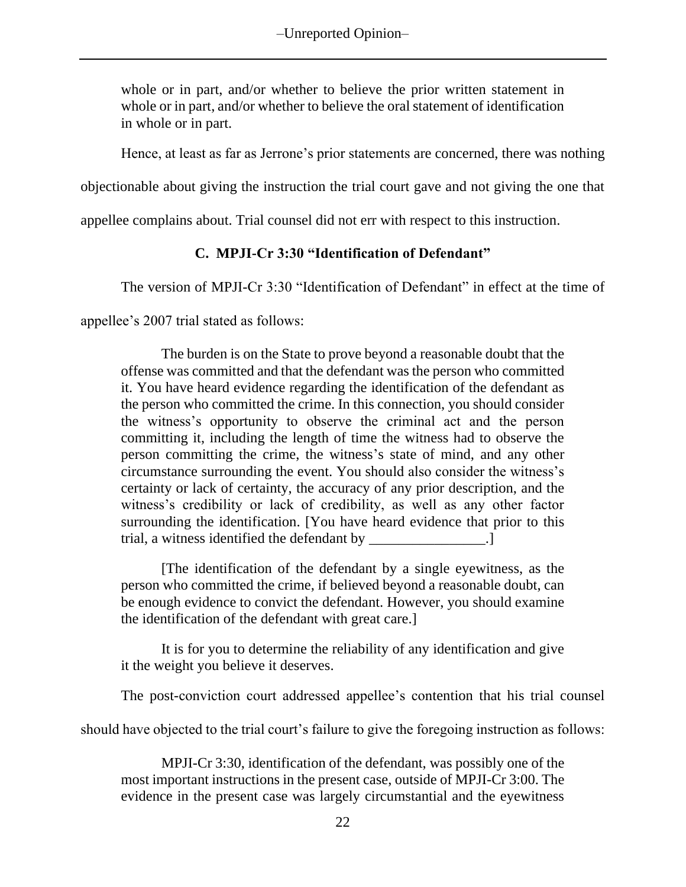> whole or in part, and/or whether to believe the prior written statement in whole or in part, and/or whether to believe the oral statement of identification in whole or in part.

Hence, at least as far as Jerrone's prior statements are concerned, there was nothing objectionable about giving the instruction the trial court gave and not giving the one that appellee complains about. Trial counsel did not err with respect to this instruction.

### C. MPJI-Cr 3:30 "Identification of Defendant"

The version of MPJI-Cr 3:30 "Identification of Defendant" in effect at the time of appellee's 2007 trial stated as follows:

> The burden is on the State to prove beyond a reasonable doubt that the offense was committed and that the defendant was the person who committed it. You have heard evidence regarding the identification of the defendant as the person who committed the crime. In this connection, you should consider the witness's opportunity to observe the criminal act and the person committing it, including the length of time the witness had to observe the person committing the crime, the witness's state of mind, and any other circumstance surrounding the event. You should also consider the witness's certainty or lack of certainty, the accuracy of any prior description, and the witness's credibility or lack of credibility, as well as any other factor surrounding the identification. [You have heard evidence that prior to this trial, a witness identified the defendant by ________________.]
>
> [The identification of the defendant by a single eyewitness, as the person who committed the crime, if believed beyond a reasonable doubt, can be enough evidence to convict the defendant. However, you should examine the identification of the defendant with great care.]
>
> It is for you to determine the reliability of any identification and give it the weight you believe it deserves.

The post-conviction court addressed appellee's contention that his trial counsel should have objected to the trial court's failure to give the foregoing instruction as follows:

> MPJI-Cr 3:30, identification of the defendant, was possibly one of the most important instructions in the present case, outside of MPJI-Cr 3:00. The evidence in the present case was largely circumstantial and the eyewitness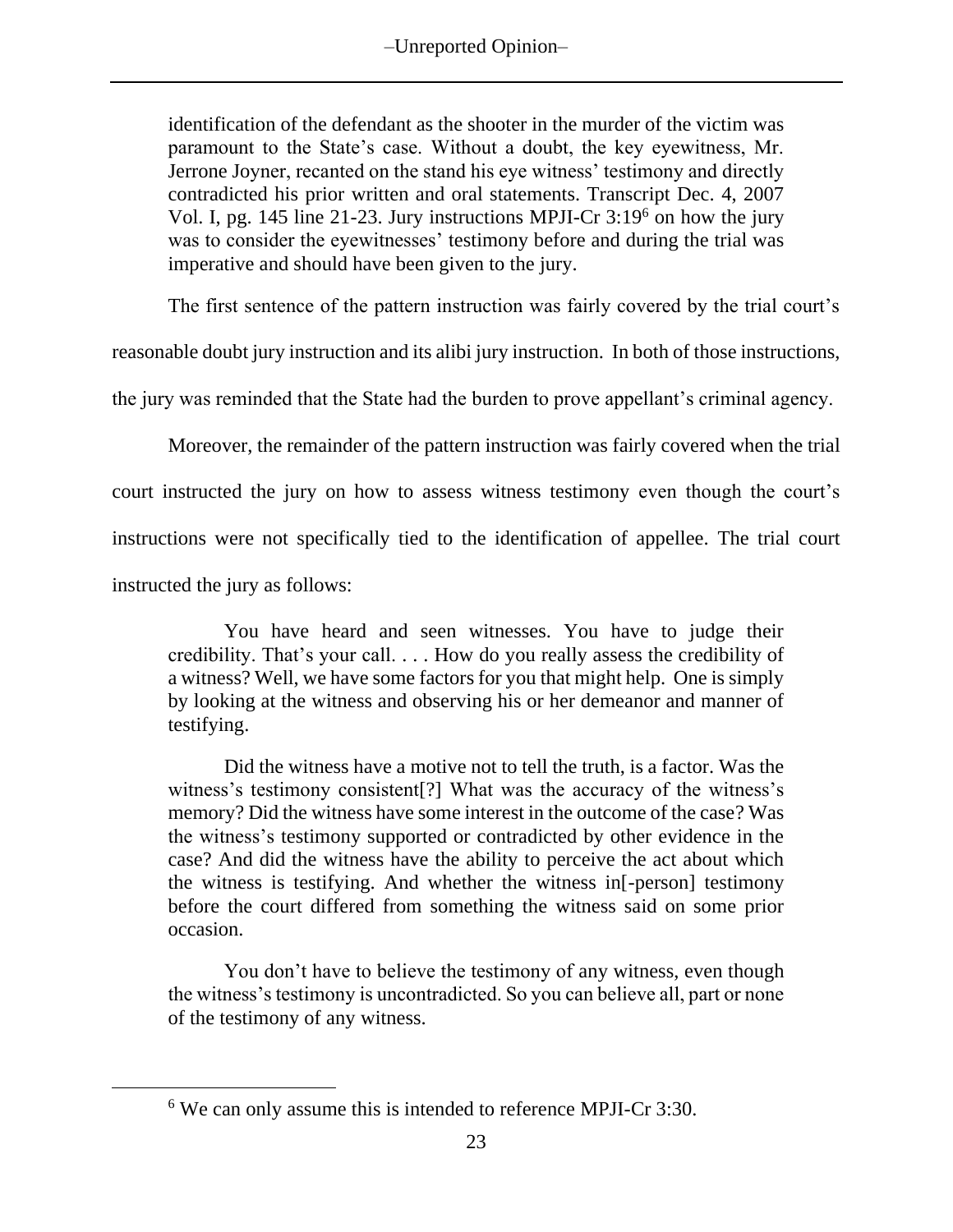> identification of the defendant as the shooter in the murder of the victim was paramount to the State's case. Without a doubt, the key eyewitness, Mr. Jerrone Joyner, recanted on the stand his eye witness' testimony and directly contradicted his prior written and oral statements. Transcript Dec. 4, 2007 Vol. I, pg. 145 line 21-23. Jury instructions MPJI-Cr 3:19[6] on how the jury was to consider the eyewitnesses' testimony before and during the trial was imperative and should have been given to the jury.

The first sentence of the pattern instruction was fairly covered by the trial court's reasonable doubt jury instruction and its alibi jury instruction. In both of those instructions, the jury was reminded that the State had the burden to prove appellant's criminal agency.

Moreover, the remainder of the pattern instruction was fairly covered when the trial court instructed the jury on how to assess witness testimony even though the court's instructions were not specifically tied to the identification of appellee. The trial court instructed the jury as follows:

> You have heard and seen witnesses. You have to judge their credibility. That's your call. . . . How do you really assess the credibility of a witness? Well, we have some factors for you that might help. One is simply by looking at the witness and observing his or her demeanor and manner of testifying.
>
> Did the witness have a motive not to tell the truth, is a factor. Was the witness's testimony consistent[?] What was the accuracy of the witness's memory? Did the witness have some interest in the outcome of the case? Was the witness's testimony supported or contradicted by other evidence in the case? And did the witness have the ability to perceive the act about which the witness is testifying. And whether the witness in[-person] testimony before the court differed from something the witness said on some prior occasion.
>
> You don't have to believe the testimony of any witness, even though the witness's testimony is uncontradicted. So you can believe all, part or none of the testimony of any witness.

[6] We can only assume this is intended to reference MPJI-Cr 3:30.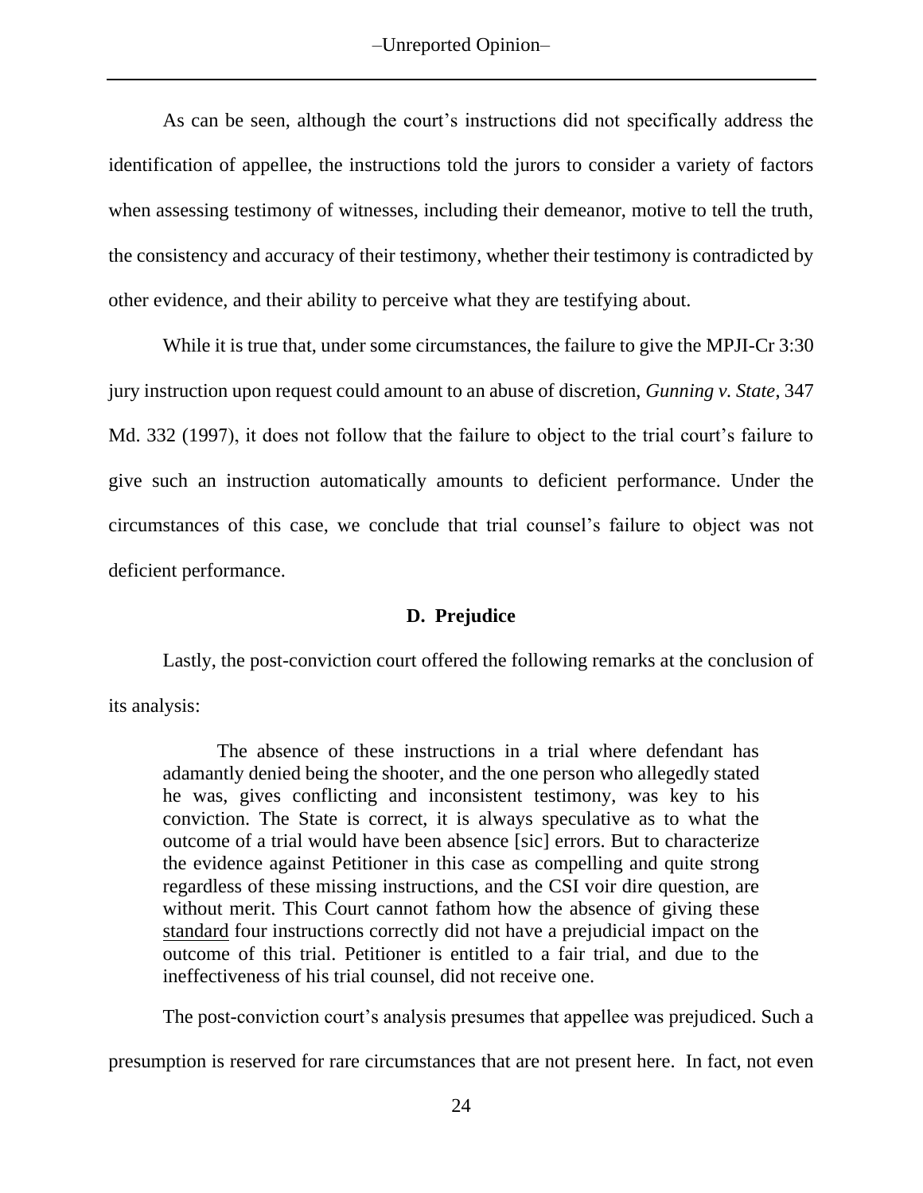As can be seen, although the court's instructions did not specifically address the identification of appellee, the instructions told the jurors to consider a variety of factors when assessing testimony of witnesses, including their demeanor, motive to tell the truth, the consistency and accuracy of their testimony, whether their testimony is contradicted by other evidence, and their ability to perceive what they are testifying about.

While it is true that, under some circumstances, the failure to give the MPJI-Cr 3:30 jury instruction upon request could amount to an abuse of discretion, *Gunning v. State*, 347 Md. 332 (1997), it does not follow that the failure to object to the trial court's failure to give such an instruction automatically amounts to deficient performance. Under the circumstances of this case, we conclude that trial counsel's failure to object was not deficient performance.

### D. Prejudice

Lastly, the post-conviction court offered the following remarks at the conclusion of its analysis:

> The absence of these instructions in a trial where defendant has adamantly denied being the shooter, and the one person who allegedly stated he was, gives conflicting and inconsistent testimony, was key to his conviction. The State is correct, it is always speculative as to what the outcome of a trial would have been absence [sic] errors. But to characterize the evidence against Petitioner in this case as compelling and quite strong regardless of these missing instructions, and the CSI voir dire question, are without merit. This Court cannot fathom how the absence of giving these <u>standard</u> four instructions correctly did not have a prejudicial impact on the outcome of this trial. Petitioner is entitled to a fair trial, and due to the ineffectiveness of his trial counsel, did not receive one.

The post-conviction court's analysis presumes that appellee was prejudiced. Such a presumption is reserved for rare circumstances that are not present here. In fact, not even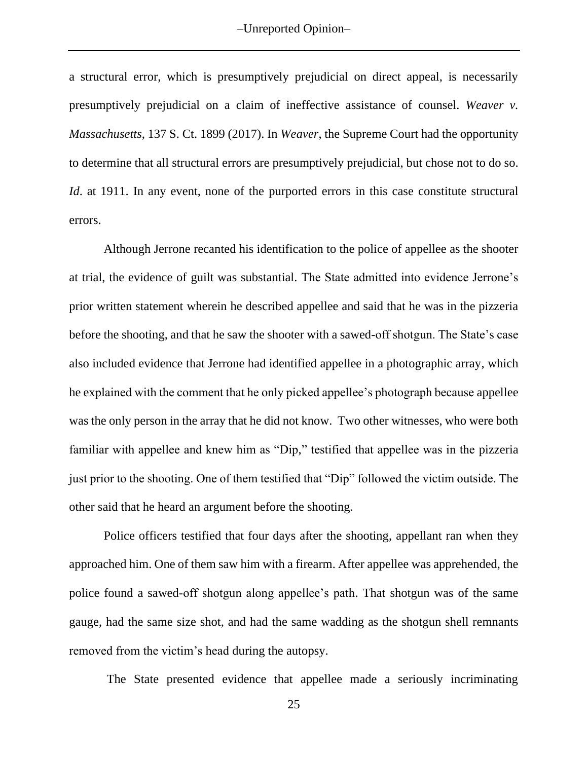a structural error, which is presumptively prejudicial on direct appeal, is necessarily presumptively prejudicial on a claim of ineffective assistance of counsel. *Weaver v. Massachusetts*, 137 S. Ct. 1899 (2017). In *Weaver*, the Supreme Court had the opportunity to determine that all structural errors are presumptively prejudicial, but chose not to do so. *Id*. at 1911. In any event, none of the purported errors in this case constitute structural errors.

Although Jerrone recanted his identification to the police of appellee as the shooter at trial, the evidence of guilt was substantial. The State admitted into evidence Jerrone's prior written statement wherein he described appellee and said that he was in the pizzeria before the shooting, and that he saw the shooter with a sawed-off shotgun. The State's case also included evidence that Jerrone had identified appellee in a photographic array, which he explained with the comment that he only picked appellee's photograph because appellee was the only person in the array that he did not know. Two other witnesses, who were both familiar with appellee and knew him as "Dip," testified that appellee was in the pizzeria just prior to the shooting. One of them testified that "Dip" followed the victim outside. The other said that he heard an argument before the shooting.

Police officers testified that four days after the shooting, appellant ran when they approached him. One of them saw him with a firearm. After appellee was apprehended, the police found a sawed-off shotgun along appellee's path. That shotgun was of the same gauge, had the same size shot, and had the same wadding as the shotgun shell remnants removed from the victim's head during the autopsy.

The State presented evidence that appellee made a seriously incriminating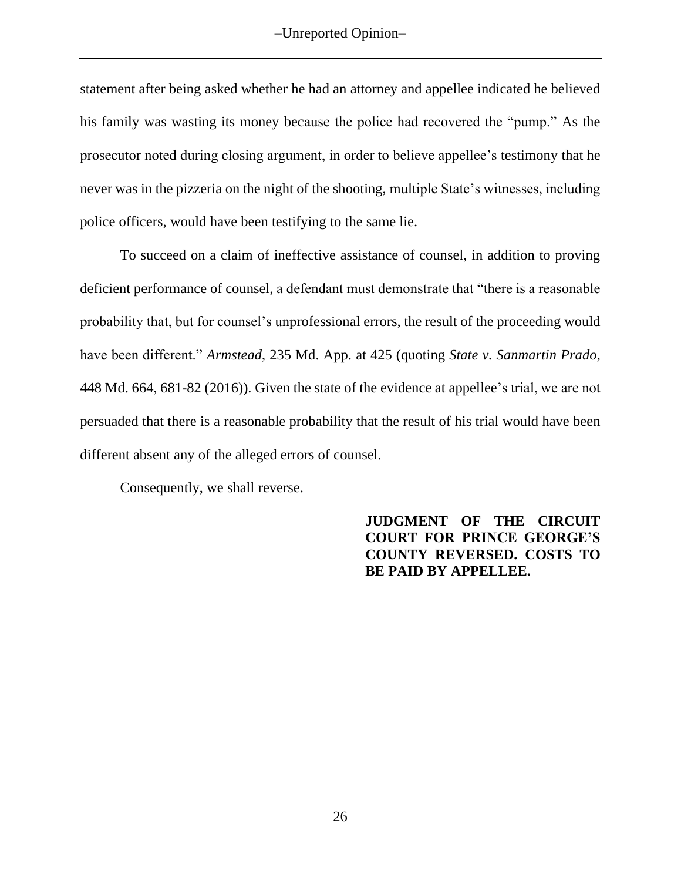statement after being asked whether he had an attorney and appellee indicated he believed his family was wasting its money because the police had recovered the "pump." As the prosecutor noted during closing argument, in order to believe appellee's testimony that he never was in the pizzeria on the night of the shooting, multiple State's witnesses, including police officers, would have been testifying to the same lie.

To succeed on a claim of ineffective assistance of counsel, in addition to proving deficient performance of counsel, a defendant must demonstrate that "there is a reasonable probability that, but for counsel's unprofessional errors, the result of the proceeding would have been different." *Armstead*, 235 Md. App. at 425 (quoting *State v. Sanmartin Prado*, 448 Md. 664, 681-82 (2016)). Given the state of the evidence at appellee's trial, we are not persuaded that there is a reasonable probability that the result of his trial would have been different absent any of the alleged errors of counsel.

Consequently, we shall reverse.

**JUDGMENT OF THE CIRCUIT COURT FOR PRINCE GEORGE'S COUNTY REVERSED. COSTS TO BE PAID BY APPELLEE.**